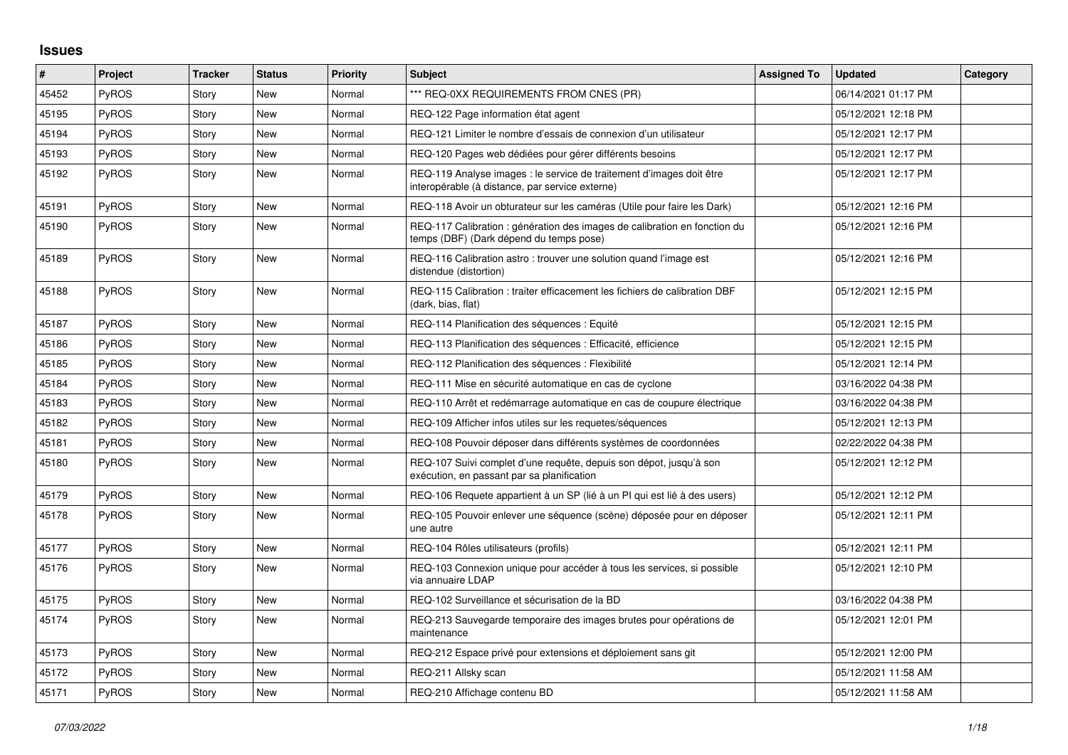# Issues

| # | Project | Tracker | Status | Priority | Subject | Assigned To | Updated | Category |
|---|---|---|---|---|---|---|---|---|
| 45452 | PyROS | Story | New | Normal | *** REQ-0XX REQUIREMENTS FROM CNES (PR) | | 06/14/2021 01:17 PM | |
| 45195 | PyROS | Story | New | Normal | REQ-122 Page information état agent | | 05/12/2021 12:18 PM | |
| 45194 | PyROS | Story | New | Normal | REQ-121 Limiter le nombre d'essais de connexion d'un utilisateur | | 05/12/2021 12:17 PM | |
| 45193 | PyROS | Story | New | Normal | REQ-120 Pages web dédiées pour gérer différents besoins | | 05/12/2021 12:17 PM | |
| 45192 | PyROS | Story | New | Normal | REQ-119 Analyse images : le service de traitement d'images doit être interopérable (à distance, par service externe) | | 05/12/2021 12:17 PM | |
| 45191 | PyROS | Story | New | Normal | REQ-118 Avoir un obturateur sur les caméras (Utile pour faire les Dark) | | 05/12/2021 12:16 PM | |
| 45190 | PyROS | Story | New | Normal | REQ-117 Calibration : génération des images de calibration en fonction du temps (DBF) (Dark dépend du temps pose) | | 05/12/2021 12:16 PM | |
| 45189 | PyROS | Story | New | Normal | REQ-116 Calibration astro : trouver une solution quand l'image est distendue (distortion) | | 05/12/2021 12:16 PM | |
| 45188 | PyROS | Story | New | Normal | REQ-115 Calibration : traiter efficacement les fichiers de calibration DBF (dark, bias, flat) | | 05/12/2021 12:15 PM | |
| 45187 | PyROS | Story | New | Normal | REQ-114 Planification des séquences : Equité | | 05/12/2021 12:15 PM | |
| 45186 | PyROS | Story | New | Normal | REQ-113 Planification des séquences : Efficacité, efficience | | 05/12/2021 12:15 PM | |
| 45185 | PyROS | Story | New | Normal | REQ-112 Planification des séquences : Flexibilité | | 05/12/2021 12:14 PM | |
| 45184 | PyROS | Story | New | Normal | REQ-111 Mise en sécurité automatique en cas de cyclone | | 03/16/2022 04:38 PM | |
| 45183 | PyROS | Story | New | Normal | REQ-110 Arrêt et redémarrage automatique en cas de coupure électrique | | 03/16/2022 04:38 PM | |
| 45182 | PyROS | Story | New | Normal | REQ-109 Afficher infos utiles sur les requetes/séquences | | 05/12/2021 12:13 PM | |
| 45181 | PyROS | Story | New | Normal | REQ-108 Pouvoir déposer dans différents systèmes de coordonnées | | 02/22/2022 04:38 PM | |
| 45180 | PyROS | Story | New | Normal | REQ-107 Suivi complet d'une requête, depuis son dépot, jusqu'à son exécution, en passant par sa planification | | 05/12/2021 12:12 PM | |
| 45179 | PyROS | Story | New | Normal | REQ-106 Requete appartient à un SP (lié à un PI qui est lié à des users) | | 05/12/2021 12:12 PM | |
| 45178 | PyROS | Story | New | Normal | REQ-105 Pouvoir enlever une séquence (scène) déposée pour en déposer une autre | | 05/12/2021 12:11 PM | |
| 45177 | PyROS | Story | New | Normal | REQ-104 Rôles utilisateurs (profils) | | 05/12/2021 12:11 PM | |
| 45176 | PyROS | Story | New | Normal | REQ-103 Connexion unique pour accéder à tous les services, si possible via annuaire LDAP | | 05/12/2021 12:10 PM | |
| 45175 | PyROS | Story | New | Normal | REQ-102 Surveillance et sécurisation de la BD | | 03/16/2022 04:38 PM | |
| 45174 | PyROS | Story | New | Normal | REQ-213 Sauvegarde temporaire des images brutes pour opérations de maintenance | | 05/12/2021 12:01 PM | |
| 45173 | PyROS | Story | New | Normal | REQ-212 Espace privé pour extensions et déploiement sans git | | 05/12/2021 12:00 PM | |
| 45172 | PyROS | Story | New | Normal | REQ-211 Allsky scan | | 05/12/2021 11:58 AM | |
| 45171 | PyROS | Story | New | Normal | REQ-210 Affichage contenu BD | | 05/12/2021 11:58 AM | |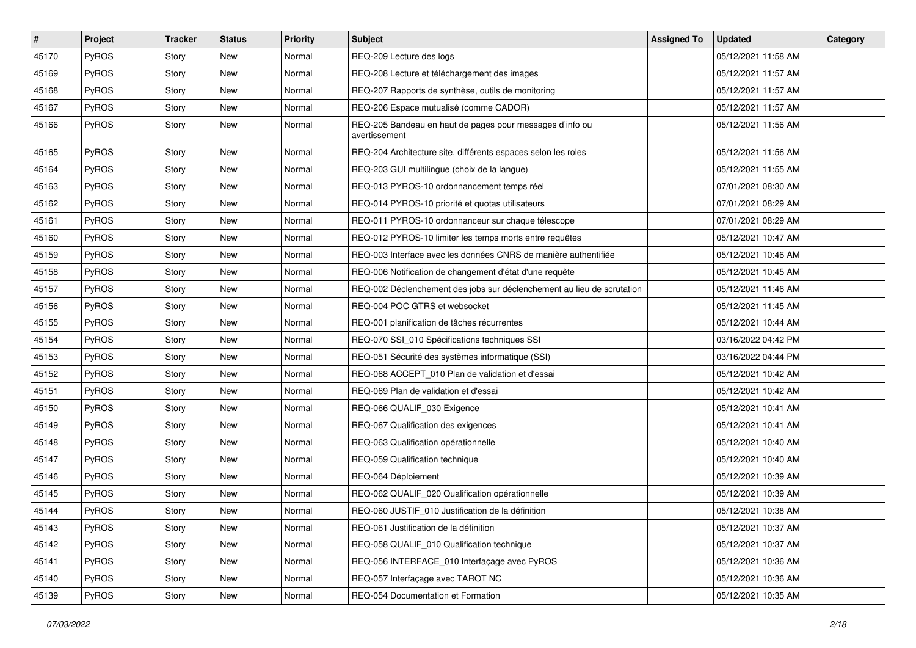| # | Project | Tracker | Status | Priority | Subject | Assigned To | Updated | Category |
|---|---|---|---|---|---|---|---|---|
| 45170 | PyROS | Story | New | Normal | REQ-209 Lecture des logs | | 05/12/2021 11:58 AM | |
| 45169 | PyROS | Story | New | Normal | REQ-208 Lecture et téléchargement des images | | 05/12/2021 11:57 AM | |
| 45168 | PyROS | Story | New | Normal | REQ-207 Rapports de synthèse, outils de monitoring | | 05/12/2021 11:57 AM | |
| 45167 | PyROS | Story | New | Normal | REQ-206 Espace mutualisé (comme CADOR) | | 05/12/2021 11:57 AM | |
| 45166 | PyROS | Story | New | Normal | REQ-205 Bandeau en haut de pages pour messages d'info ou avertissement | | 05/12/2021 11:56 AM | |
| 45165 | PyROS | Story | New | Normal | REQ-204 Architecture site, différents espaces selon les roles | | 05/12/2021 11:56 AM | |
| 45164 | PyROS | Story | New | Normal | REQ-203 GUI multilingue (choix de la langue) | | 05/12/2021 11:55 AM | |
| 45163 | PyROS | Story | New | Normal | REQ-013 PYROS-10 ordonnancement temps réel | | 07/01/2021 08:30 AM | |
| 45162 | PyROS | Story | New | Normal | REQ-014 PYROS-10 priorité et quotas utilisateurs | | 07/01/2021 08:29 AM | |
| 45161 | PyROS | Story | New | Normal | REQ-011 PYROS-10 ordonnanceur sur chaque télescope | | 07/01/2021 08:29 AM | |
| 45160 | PyROS | Story | New | Normal | REQ-012 PYROS-10 limiter les temps morts entre requêtes | | 05/12/2021 10:47 AM | |
| 45159 | PyROS | Story | New | Normal | REQ-003 Interface avec les données CNRS de manière authentifiée | | 05/12/2021 10:46 AM | |
| 45158 | PyROS | Story | New | Normal | REQ-006 Notification de changement d'état d'une requête | | 05/12/2021 10:45 AM | |
| 45157 | PyROS | Story | New | Normal | REQ-002 Déclenchement des jobs sur déclenchement au lieu de scrutation | | 05/12/2021 11:46 AM | |
| 45156 | PyROS | Story | New | Normal | REQ-004 POC GTRS et websocket | | 05/12/2021 11:45 AM | |
| 45155 | PyROS | Story | New | Normal | REQ-001 planification de tâches récurrentes | | 05/12/2021 10:44 AM | |
| 45154 | PyROS | Story | New | Normal | REQ-070 SSI_010 Spécifications techniques SSI | | 03/16/2022 04:42 PM | |
| 45153 | PyROS | Story | New | Normal | REQ-051 Sécurité des systèmes informatique (SSI) | | 03/16/2022 04:44 PM | |
| 45152 | PyROS | Story | New | Normal | REQ-068 ACCEPT_010 Plan de validation et d'essai | | 05/12/2021 10:42 AM | |
| 45151 | PyROS | Story | New | Normal | REQ-069 Plan de validation et d'essai | | 05/12/2021 10:42 AM | |
| 45150 | PyROS | Story | New | Normal | REQ-066 QUALIF_030 Exigence | | 05/12/2021 10:41 AM | |
| 45149 | PyROS | Story | New | Normal | REQ-067 Qualification des exigences | | 05/12/2021 10:41 AM | |
| 45148 | PyROS | Story | New | Normal | REQ-063 Qualification opérationnelle | | 05/12/2021 10:40 AM | |
| 45147 | PyROS | Story | New | Normal | REQ-059 Qualification technique | | 05/12/2021 10:40 AM | |
| 45146 | PyROS | Story | New | Normal | REQ-064 Déploiement | | 05/12/2021 10:39 AM | |
| 45145 | PyROS | Story | New | Normal | REQ-062 QUALIF_020 Qualification opérationnelle | | 05/12/2021 10:39 AM | |
| 45144 | PyROS | Story | New | Normal | REQ-060 JUSTIF_010 Justification de la définition | | 05/12/2021 10:38 AM | |
| 45143 | PyROS | Story | New | Normal | REQ-061 Justification de la définition | | 05/12/2021 10:37 AM | |
| 45142 | PyROS | Story | New | Normal | REQ-058 QUALIF_010 Qualification technique | | 05/12/2021 10:37 AM | |
| 45141 | PyROS | Story | New | Normal | REQ-056 INTERFACE_010 Interfaçage avec PyROS | | 05/12/2021 10:36 AM | |
| 45140 | PyROS | Story | New | Normal | REQ-057 Interfaçage avec TAROT NC | | 05/12/2021 10:36 AM | |
| 45139 | PyROS | Story | New | Normal | REQ-054 Documentation et Formation | | 05/12/2021 10:35 AM | |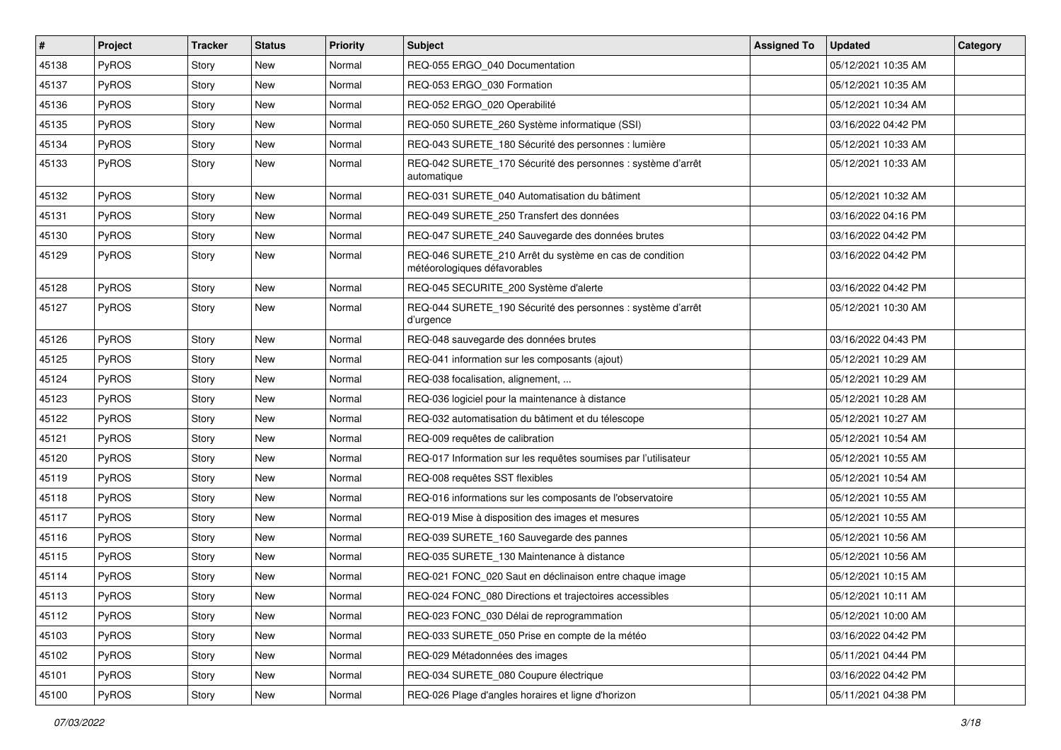| # | Project | Tracker | Status | Priority | Subject | Assigned To | Updated | Category |
|---|---|---|---|---|---|---|---|---|
| 45138 | PyROS | Story | New | Normal | REQ-055 ERGO_040 Documentation | | 05/12/2021 10:35 AM | |
| 45137 | PyROS | Story | New | Normal | REQ-053 ERGO_030 Formation | | 05/12/2021 10:35 AM | |
| 45136 | PyROS | Story | New | Normal | REQ-052 ERGO_020 Operabilité | | 05/12/2021 10:34 AM | |
| 45135 | PyROS | Story | New | Normal | REQ-050 SURETE_260 Système informatique (SSI) | | 03/16/2022 04:42 PM | |
| 45134 | PyROS | Story | New | Normal | REQ-043 SURETE_180 Sécurité des personnes : lumière | | 05/12/2021 10:33 AM | |
| 45133 | PyROS | Story | New | Normal | REQ-042 SURETE_170 Sécurité des personnes : système d'arrêt automatique | | 05/12/2021 10:33 AM | |
| 45132 | PyROS | Story | New | Normal | REQ-031 SURETE_040 Automatisation du bâtiment | | 05/12/2021 10:32 AM | |
| 45131 | PyROS | Story | New | Normal | REQ-049 SURETE_250 Transfert des données | | 03/16/2022 04:16 PM | |
| 45130 | PyROS | Story | New | Normal | REQ-047 SURETE_240 Sauvegarde des données brutes | | 03/16/2022 04:42 PM | |
| 45129 | PyROS | Story | New | Normal | REQ-046 SURETE_210 Arrêt du système en cas de condition météorologiques défavorables | | 03/16/2022 04:42 PM | |
| 45128 | PyROS | Story | New | Normal | REQ-045 SECURITE_200 Système d'alerte | | 03/16/2022 04:42 PM | |
| 45127 | PyROS | Story | New | Normal | REQ-044 SURETE_190 Sécurité des personnes : système d'arrêt d'urgence | | 05/12/2021 10:30 AM | |
| 45126 | PyROS | Story | New | Normal | REQ-048 sauvegarde des données brutes | | 03/16/2022 04:43 PM | |
| 45125 | PyROS | Story | New | Normal | REQ-041 information sur les composants (ajout) | | 05/12/2021 10:29 AM | |
| 45124 | PyROS | Story | New | Normal | REQ-038 focalisation, alignement, ... | | 05/12/2021 10:29 AM | |
| 45123 | PyROS | Story | New | Normal | REQ-036 logiciel pour la maintenance à distance | | 05/12/2021 10:28 AM | |
| 45122 | PyROS | Story | New | Normal | REQ-032 automatisation du bâtiment et du télescope | | 05/12/2021 10:27 AM | |
| 45121 | PyROS | Story | New | Normal | REQ-009 requêtes de calibration | | 05/12/2021 10:54 AM | |
| 45120 | PyROS | Story | New | Normal | REQ-017 Information sur les requêtes soumises par l'utilisateur | | 05/12/2021 10:55 AM | |
| 45119 | PyROS | Story | New | Normal | REQ-008 requêtes SST flexibles | | 05/12/2021 10:54 AM | |
| 45118 | PyROS | Story | New | Normal | REQ-016 informations sur les composants de l'observatoire | | 05/12/2021 10:55 AM | |
| 45117 | PyROS | Story | New | Normal | REQ-019 Mise à disposition des images et mesures | | 05/12/2021 10:55 AM | |
| 45116 | PyROS | Story | New | Normal | REQ-039 SURETE_160 Sauvegarde des pannes | | 05/12/2021 10:56 AM | |
| 45115 | PyROS | Story | New | Normal | REQ-035 SURETE_130 Maintenance à distance | | 05/12/2021 10:56 AM | |
| 45114 | PyROS | Story | New | Normal | REQ-021 FONC_020 Saut en déclinaison entre chaque image | | 05/12/2021 10:15 AM | |
| 45113 | PyROS | Story | New | Normal | REQ-024 FONC_080 Directions et trajectoires accessibles | | 05/12/2021 10:11 AM | |
| 45112 | PyROS | Story | New | Normal | REQ-023 FONC_030 Délai de reprogrammation | | 05/12/2021 10:00 AM | |
| 45103 | PyROS | Story | New | Normal | REQ-033 SURETE_050 Prise en compte de la météo | | 03/16/2022 04:42 PM | |
| 45102 | PyROS | Story | New | Normal | REQ-029 Métadonnées des images | | 05/11/2021 04:44 PM | |
| 45101 | PyROS | Story | New | Normal | REQ-034 SURETE_080 Coupure électrique | | 03/16/2022 04:42 PM | |
| 45100 | PyROS | Story | New | Normal | REQ-026 Plage d'angles horaires et ligne d'horizon | | 05/11/2021 04:38 PM | |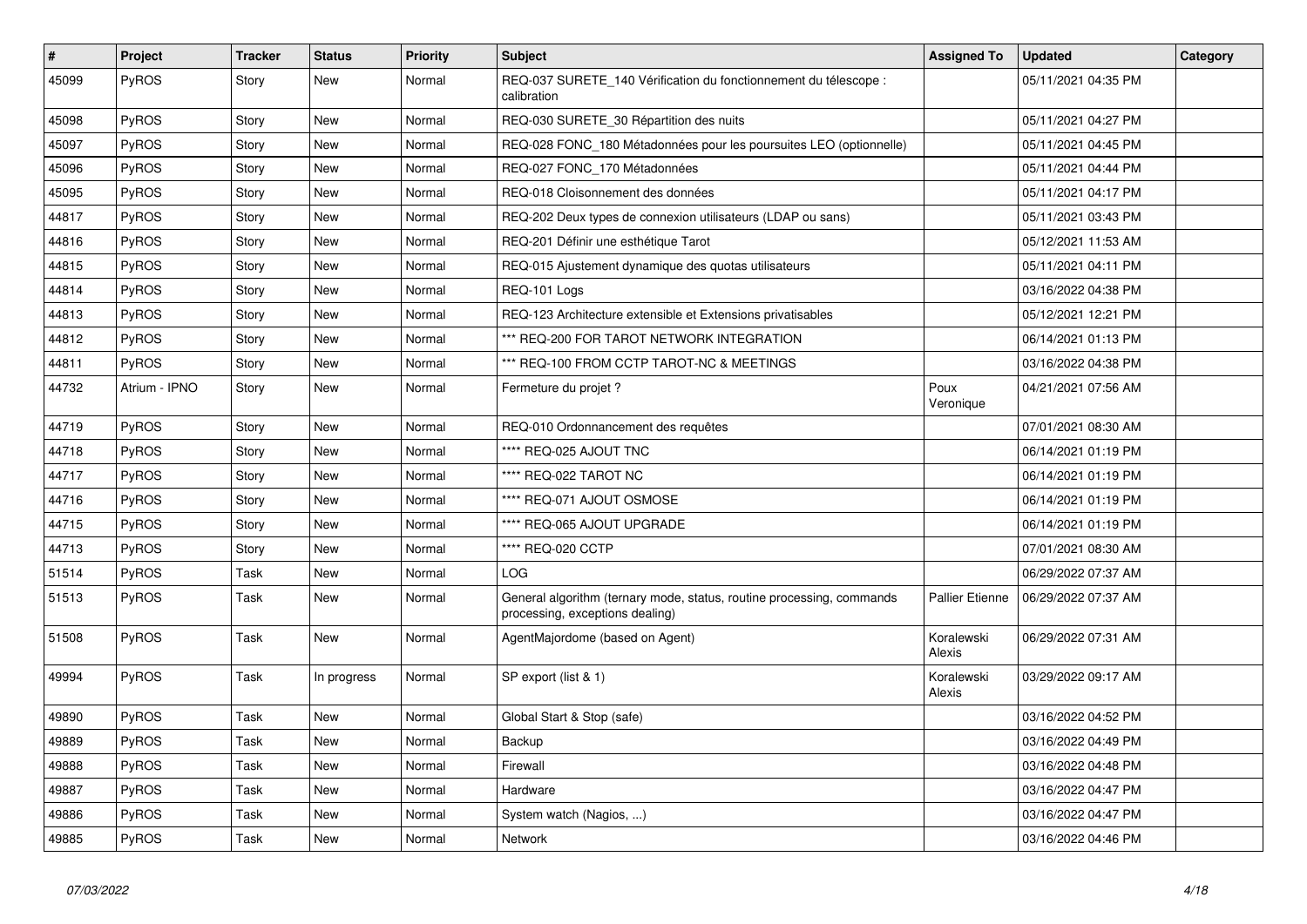| # | Project | Tracker | Status | Priority | Subject | Assigned To | Updated | Category |
|---|---|---|---|---|---|---|---|---|
| 45099 | PyROS | Story | New | Normal | REQ-037 SURETE_140 Vérification du fonctionnement du télescope : calibration | | 05/11/2021 04:35 PM | |
| 45098 | PyROS | Story | New | Normal | REQ-030 SURETE_30 Répartition des nuits | | 05/11/2021 04:27 PM | |
| 45097 | PyROS | Story | New | Normal | REQ-028 FONC_180 Métadonnées pour les poursuites LEO (optionnelle) | | 05/11/2021 04:45 PM | |
| 45096 | PyROS | Story | New | Normal | REQ-027 FONC_170 Métadonnées | | 05/11/2021 04:44 PM | |
| 45095 | PyROS | Story | New | Normal | REQ-018 Cloisonnement des données | | 05/11/2021 04:17 PM | |
| 44817 | PyROS | Story | New | Normal | REQ-202 Deux types de connexion utilisateurs (LDAP ou sans) | | 05/11/2021 03:43 PM | |
| 44816 | PyROS | Story | New | Normal | REQ-201 Définir une esthétique Tarot | | 05/12/2021 11:53 AM | |
| 44815 | PyROS | Story | New | Normal | REQ-015 Ajustement dynamique des quotas utilisateurs | | 05/11/2021 04:11 PM | |
| 44814 | PyROS | Story | New | Normal | REQ-101 Logs | | 03/16/2022 04:38 PM | |
| 44813 | PyROS | Story | New | Normal | REQ-123 Architecture extensible et Extensions privatisables | | 05/12/2021 12:21 PM | |
| 44812 | PyROS | Story | New | Normal | *** REQ-200 FOR TAROT NETWORK INTEGRATION | | 06/14/2021 01:13 PM | |
| 44811 | PyROS | Story | New | Normal | *** REQ-100 FROM CCTP TAROT-NC & MEETINGS | | 03/16/2022 04:38 PM | |
| 44732 | Atrium - IPNO | Story | New | Normal | Fermeture du projet ? | Poux Veronique | 04/21/2021 07:56 AM | |
| 44719 | PyROS | Story | New | Normal | REQ-010 Ordonnancement des requêtes | | 07/01/2021 08:30 AM | |
| 44718 | PyROS | Story | New | Normal | **** REQ-025 AJOUT TNC | | 06/14/2021 01:19 PM | |
| 44717 | PyROS | Story | New | Normal | **** REQ-022 TAROT NC | | 06/14/2021 01:19 PM | |
| 44716 | PyROS | Story | New | Normal | **** REQ-071 AJOUT OSMOSE | | 06/14/2021 01:19 PM | |
| 44715 | PyROS | Story | New | Normal | **** REQ-065 AJOUT UPGRADE | | 06/14/2021 01:19 PM | |
| 44713 | PyROS | Story | New | Normal | **** REQ-020 CCTP | | 07/01/2021 08:30 AM | |
| 51514 | PyROS | Task | New | Normal | LOG | | 06/29/2022 07:37 AM | |
| 51513 | PyROS | Task | New | Normal | General algorithm (ternary mode, status, routine processing, commands processing, exceptions dealing) | Pallier Etienne | 06/29/2022 07:37 AM | |
| 51508 | PyROS | Task | New | Normal | AgentMajordome (based on Agent) | Koralewski Alexis | 06/29/2022 07:31 AM | |
| 49994 | PyROS | Task | In progress | Normal | SP export (list & 1) | Koralewski Alexis | 03/29/2022 09:17 AM | |
| 49890 | PyROS | Task | New | Normal | Global Start & Stop (safe) | | 03/16/2022 04:52 PM | |
| 49889 | PyROS | Task | New | Normal | Backup | | 03/16/2022 04:49 PM | |
| 49888 | PyROS | Task | New | Normal | Firewall | | 03/16/2022 04:48 PM | |
| 49887 | PyROS | Task | New | Normal | Hardware | | 03/16/2022 04:47 PM | |
| 49886 | PyROS | Task | New | Normal | System watch (Nagios, ...) | | 03/16/2022 04:47 PM | |
| 49885 | PyROS | Task | New | Normal | Network | | 03/16/2022 04:46 PM | |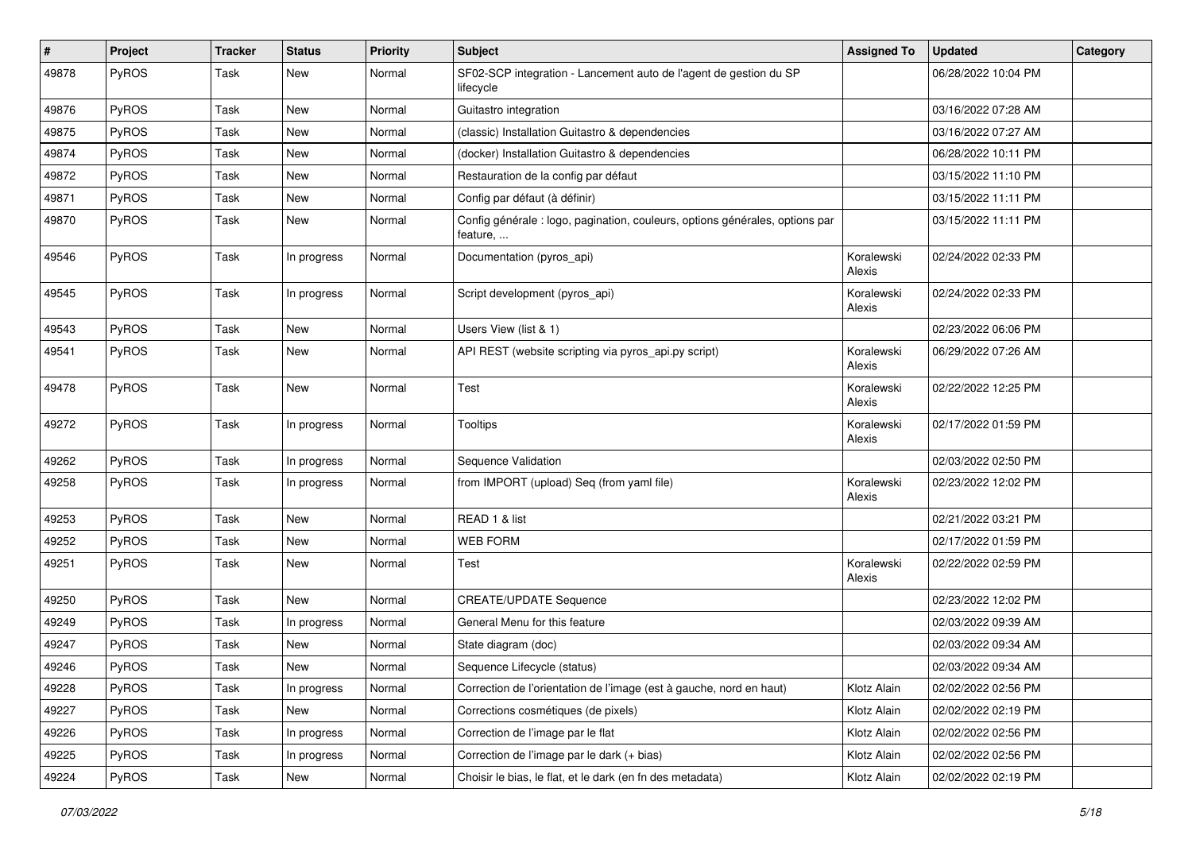| # | Project | Tracker | Status | Priority | Subject | Assigned To | Updated | Category |
|---|---|---|---|---|---|---|---|---|
| 49878 | PyROS | Task | New | Normal | SF02-SCP integration - Lancement auto de l'agent de gestion du SP lifecycle | | 06/28/2022 10:04 PM | |
| 49876 | PyROS | Task | New | Normal | Guitastro integration | | 03/16/2022 07:28 AM | |
| 49875 | PyROS | Task | New | Normal | (classic) Installation Guitastro & dependencies | | 03/16/2022 07:27 AM | |
| 49874 | PyROS | Task | New | Normal | (docker) Installation Guitastro & dependencies | | 06/28/2022 10:11 PM | |
| 49872 | PyROS | Task | New | Normal | Restauration de la config par défaut | | 03/15/2022 11:10 PM | |
| 49871 | PyROS | Task | New | Normal | Config par défaut (à définir) | | 03/15/2022 11:11 PM | |
| 49870 | PyROS | Task | New | Normal | Config générale : logo, pagination, couleurs, options générales, options par feature, ... | | 03/15/2022 11:11 PM | |
| 49546 | PyROS | Task | In progress | Normal | Documentation (pyros_api) | Koralewski Alexis | 02/24/2022 02:33 PM | |
| 49545 | PyROS | Task | In progress | Normal | Script development (pyros_api) | Koralewski Alexis | 02/24/2022 02:33 PM | |
| 49543 | PyROS | Task | New | Normal | Users View (list & 1) | | 02/23/2022 06:06 PM | |
| 49541 | PyROS | Task | New | Normal | API REST (website scripting via pyros_api.py script) | Koralewski Alexis | 06/29/2022 07:26 AM | |
| 49478 | PyROS | Task | New | Normal | Test | Koralewski Alexis | 02/22/2022 12:25 PM | |
| 49272 | PyROS | Task | In progress | Normal | Tooltips | Koralewski Alexis | 02/17/2022 01:59 PM | |
| 49262 | PyROS | Task | In progress | Normal | Sequence Validation | | 02/03/2022 02:50 PM | |
| 49258 | PyROS | Task | In progress | Normal | from IMPORT (upload) Seq (from yaml file) | Koralewski Alexis | 02/23/2022 12:02 PM | |
| 49253 | PyROS | Task | New | Normal | READ 1 & list | | 02/21/2022 03:21 PM | |
| 49252 | PyROS | Task | New | Normal | WEB FORM | | 02/17/2022 01:59 PM | |
| 49251 | PyROS | Task | New | Normal | Test | Koralewski Alexis | 02/22/2022 02:59 PM | |
| 49250 | PyROS | Task | New | Normal | CREATE/UPDATE Sequence | | 02/23/2022 12:02 PM | |
| 49249 | PyROS | Task | In progress | Normal | General Menu for this feature | | 02/03/2022 09:39 AM | |
| 49247 | PyROS | Task | New | Normal | State diagram (doc) | | 02/03/2022 09:34 AM | |
| 49246 | PyROS | Task | New | Normal | Sequence Lifecycle (status) | | 02/03/2022 09:34 AM | |
| 49228 | PyROS | Task | In progress | Normal | Correction de l'orientation de l'image (est à gauche, nord en haut) | Klotz Alain | 02/02/2022 02:56 PM | |
| 49227 | PyROS | Task | New | Normal | Corrections cosmétiques (de pixels) | Klotz Alain | 02/02/2022 02:19 PM | |
| 49226 | PyROS | Task | In progress | Normal | Correction de l'image par le flat | Klotz Alain | 02/02/2022 02:56 PM | |
| 49225 | PyROS | Task | In progress | Normal | Correction de l'image par le dark (+ bias) | Klotz Alain | 02/02/2022 02:56 PM | |
| 49224 | PyROS | Task | New | Normal | Choisir le bias, le flat, et le dark (en fn des metadata) | Klotz Alain | 02/02/2022 02:19 PM | |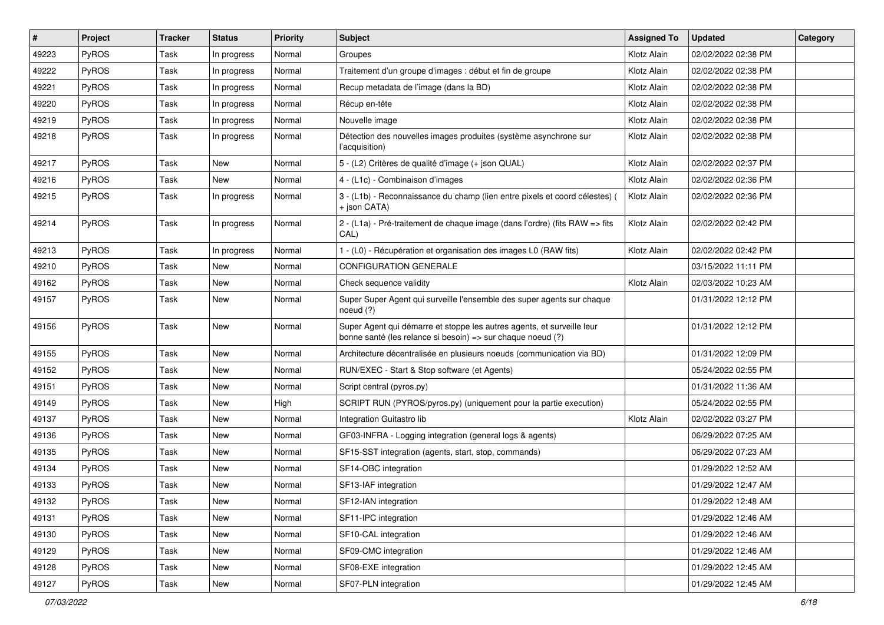| # | Project | Tracker | Status | Priority | Subject | Assigned To | Updated | Category |
|---|---|---|---|---|---|---|---|---|
| 49223 | PyROS | Task | In progress | Normal | Groupes | Klotz Alain | 02/02/2022 02:38 PM | |
| 49222 | PyROS | Task | In progress | Normal | Traitement d'un groupe d'images : début et fin de groupe | Klotz Alain | 02/02/2022 02:38 PM | |
| 49221 | PyROS | Task | In progress | Normal | Recup metadata de l'image (dans la BD) | Klotz Alain | 02/02/2022 02:38 PM | |
| 49220 | PyROS | Task | In progress | Normal | Récup en-tête | Klotz Alain | 02/02/2022 02:38 PM | |
| 49219 | PyROS | Task | In progress | Normal | Nouvelle image | Klotz Alain | 02/02/2022 02:38 PM | |
| 49218 | PyROS | Task | In progress | Normal | Détection des nouvelles images produites (système asynchrone sur l'acquisition) | Klotz Alain | 02/02/2022 02:38 PM | |
| 49217 | PyROS | Task | New | Normal | 5 - (L2) Critères de qualité d'image (+ json QUAL) | Klotz Alain | 02/02/2022 02:37 PM | |
| 49216 | PyROS | Task | New | Normal | 4 - (L1c) - Combinaison d'images | Klotz Alain | 02/02/2022 02:36 PM | |
| 49215 | PyROS | Task | In progress | Normal | 3 - (L1b) - Reconnaissance du champ (lien entre pixels et coord célestes) ( + json CATA) | Klotz Alain | 02/02/2022 02:36 PM | |
| 49214 | PyROS | Task | In progress | Normal | 2 - (L1a) - Pré-traitement de chaque image (dans l'ordre) (fits RAW => fits CAL) | Klotz Alain | 02/02/2022 02:42 PM | |
| 49213 | PyROS | Task | In progress | Normal | 1 - (L0) - Récupération et organisation des images L0 (RAW fits) | Klotz Alain | 02/02/2022 02:42 PM | |
| 49210 | PyROS | Task | New | Normal | CONFIGURATION GENERALE | | 03/15/2022 11:11 PM | |
| 49162 | PyROS | Task | New | Normal | Check sequence validity | Klotz Alain | 02/03/2022 10:23 AM | |
| 49157 | PyROS | Task | New | Normal | Super Super Agent qui surveille l'ensemble des super agents sur chaque noeud (?) | | 01/31/2022 12:12 PM | |
| 49156 | PyROS | Task | New | Normal | Super Agent qui démarre et stoppe les autres agents, et surveille leur bonne santé (les relance si besoin) => sur chaque noeud (?) | | 01/31/2022 12:12 PM | |
| 49155 | PyROS | Task | New | Normal | Architecture décentralisée en plusieurs noeuds (communication via BD) | | 01/31/2022 12:09 PM | |
| 49152 | PyROS | Task | New | Normal | RUN/EXEC - Start & Stop software (et Agents) | | 05/24/2022 02:55 PM | |
| 49151 | PyROS | Task | New | Normal | Script central (pyros.py) | | 01/31/2022 11:36 AM | |
| 49149 | PyROS | Task | New | High | SCRIPT RUN (PYROS/pyros.py) (uniquement pour la partie execution) | | 05/24/2022 02:55 PM | |
| 49137 | PyROS | Task | New | Normal | Integration Guitastro lib | Klotz Alain | 02/02/2022 03:27 PM | |
| 49136 | PyROS | Task | New | Normal | GF03-INFRA - Logging integration (general logs & agents) | | 06/29/2022 07:25 AM | |
| 49135 | PyROS | Task | New | Normal | SF15-SST integration (agents, start, stop, commands) | | 06/29/2022 07:23 AM | |
| 49134 | PyROS | Task | New | Normal | SF14-OBC integration | | 01/29/2022 12:52 AM | |
| 49133 | PyROS | Task | New | Normal | SF13-IAF integration | | 01/29/2022 12:47 AM | |
| 49132 | PyROS | Task | New | Normal | SF12-IAN integration | | 01/29/2022 12:48 AM | |
| 49131 | PyROS | Task | New | Normal | SF11-IPC integration | | 01/29/2022 12:46 AM | |
| 49130 | PyROS | Task | New | Normal | SF10-CAL integration | | 01/29/2022 12:46 AM | |
| 49129 | PyROS | Task | New | Normal | SF09-CMC integration | | 01/29/2022 12:46 AM | |
| 49128 | PyROS | Task | New | Normal | SF08-EXE integration | | 01/29/2022 12:45 AM | |
| 49127 | PyROS | Task | New | Normal | SF07-PLN integration | | 01/29/2022 12:45 AM | |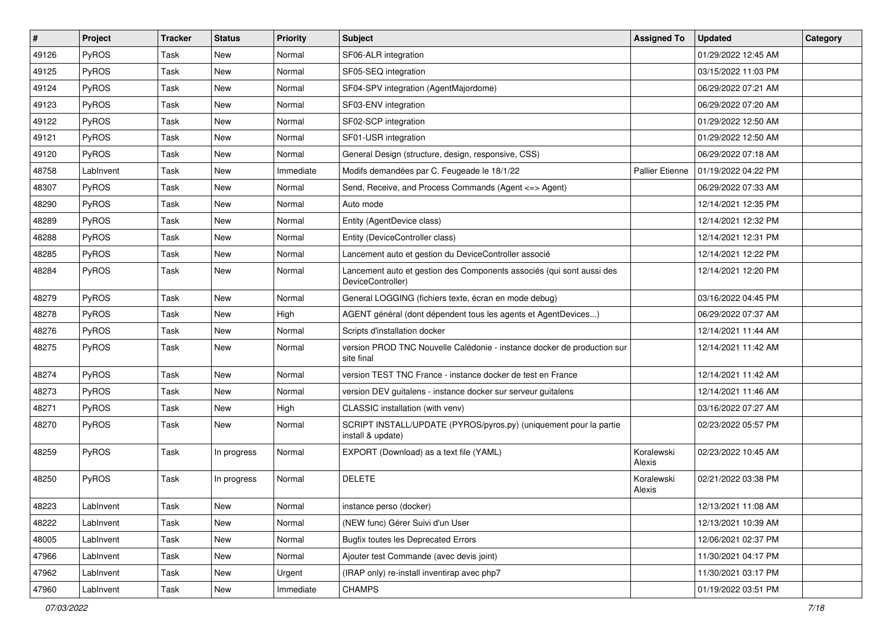| # | Project | Tracker | Status | Priority | Subject | Assigned To | Updated | Category |
|---|---|---|---|---|---|---|---|---|
| 49126 | PyROS | Task | New | Normal | SF06-ALR integration | | 01/29/2022 12:45 AM | |
| 49125 | PyROS | Task | New | Normal | SF05-SEQ integration | | 03/15/2022 11:03 PM | |
| 49124 | PyROS | Task | New | Normal | SF04-SPV integration (AgentMajordome) | | 06/29/2022 07:21 AM | |
| 49123 | PyROS | Task | New | Normal | SF03-ENV integration | | 06/29/2022 07:20 AM | |
| 49122 | PyROS | Task | New | Normal | SF02-SCP integration | | 01/29/2022 12:50 AM | |
| 49121 | PyROS | Task | New | Normal | SF01-USR integration | | 01/29/2022 12:50 AM | |
| 49120 | PyROS | Task | New | Normal | General Design (structure, design, responsive, CSS) | | 06/29/2022 07:18 AM | |
| 48758 | LabInvent | Task | New | Immediate | Modifs demandées par C. Feugeade le 18/1/22 | Pallier Etienne | 01/19/2022 04:22 PM | |
| 48307 | PyROS | Task | New | Normal | Send, Receive, and Process Commands (Agent <=> Agent) | | 06/29/2022 07:33 AM | |
| 48290 | PyROS | Task | New | Normal | Auto mode | | 12/14/2021 12:35 PM | |
| 48289 | PyROS | Task | New | Normal | Entity (AgentDevice class) | | 12/14/2021 12:32 PM | |
| 48288 | PyROS | Task | New | Normal | Entity (DeviceController class) | | 12/14/2021 12:31 PM | |
| 48285 | PyROS | Task | New | Normal | Lancement auto et gestion du DeviceController associé | | 12/14/2021 12:22 PM | |
| 48284 | PyROS | Task | New | Normal | Lancement auto et gestion des Components associés (qui sont aussi des DeviceController) | | 12/14/2021 12:20 PM | |
| 48279 | PyROS | Task | New | Normal | General LOGGING (fichiers texte, écran en mode debug) | | 03/16/2022 04:45 PM | |
| 48278 | PyROS | Task | New | High | AGENT général (dont dépendent tous les agents et AgentDevices...) | | 06/29/2022 07:37 AM | |
| 48276 | PyROS | Task | New | Normal | Scripts d'installation docker | | 12/14/2021 11:44 AM | |
| 48275 | PyROS | Task | New | Normal | version PROD TNC Nouvelle Calédonie - instance docker de production sur site final | | 12/14/2021 11:42 AM | |
| 48274 | PyROS | Task | New | Normal | version TEST TNC France - instance docker de test en France | | 12/14/2021 11:42 AM | |
| 48273 | PyROS | Task | New | Normal | version DEV guitalens - instance docker sur serveur guitalens | | 12/14/2021 11:46 AM | |
| 48271 | PyROS | Task | New | High | CLASSIC installation (with venv) | | 03/16/2022 07:27 AM | |
| 48270 | PyROS | Task | New | Normal | SCRIPT INSTALL/UPDATE (PYROS/pyros.py) (uniquement pour la partie install & update) | | 02/23/2022 05:57 PM | |
| 48259 | PyROS | Task | In progress | Normal | EXPORT (Download) as a text file (YAML) | Koralewski Alexis | 02/23/2022 10:45 AM | |
| 48250 | PyROS | Task | In progress | Normal | DELETE | Koralewski Alexis | 02/21/2022 03:38 PM | |
| 48223 | LabInvent | Task | New | Normal | instance perso (docker) | | 12/13/2021 11:08 AM | |
| 48222 | LabInvent | Task | New | Normal | (NEW func) Gérer Suivi d'un User | | 12/13/2021 10:39 AM | |
| 48005 | LabInvent | Task | New | Normal | Bugfix toutes les Deprecated Errors | | 12/06/2021 02:37 PM | |
| 47966 | LabInvent | Task | New | Normal | Ajouter test Commande (avec devis joint) | | 11/30/2021 04:17 PM | |
| 47962 | LabInvent | Task | New | Urgent | (IRAP only) re-install inventirap avec php7 | | 11/30/2021 03:17 PM | |
| 47960 | LabInvent | Task | New | Immediate | CHAMPS | | 01/19/2022 03:51 PM | |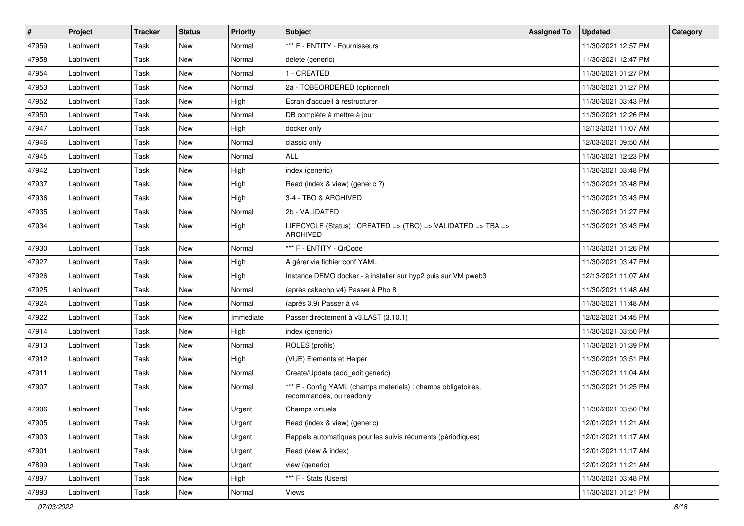| # | Project | Tracker | Status | Priority | Subject | Assigned To | Updated | Category |
|---|---|---|---|---|---|---|---|---|
| 47959 | LabInvent | Task | New | Normal | *** F - ENTITY - Fournisseurs | | 11/30/2021 12:57 PM | |
| 47958 | LabInvent | Task | New | Normal | delete (generic) | | 11/30/2021 12:47 PM | |
| 47954 | LabInvent | Task | New | Normal | 1 - CREATED | | 11/30/2021 01:27 PM | |
| 47953 | LabInvent | Task | New | Normal | 2a - TOBEORDERED (optionnel) | | 11/30/2021 01:27 PM | |
| 47952 | LabInvent | Task | New | High | Ecran d'accueil à restructurer | | 11/30/2021 03:43 PM | |
| 47950 | LabInvent | Task | New | Normal | DB complète à mettre à jour | | 11/30/2021 12:26 PM | |
| 47947 | LabInvent | Task | New | High | docker only | | 12/13/2021 11:07 AM | |
| 47946 | LabInvent | Task | New | Normal | classic only | | 12/03/2021 09:50 AM | |
| 47945 | LabInvent | Task | New | Normal | ALL | | 11/30/2021 12:23 PM | |
| 47942 | LabInvent | Task | New | High | index (generic) | | 11/30/2021 03:48 PM | |
| 47937 | LabInvent | Task | New | High | Read (index & view) (generic ?) | | 11/30/2021 03:48 PM | |
| 47936 | LabInvent | Task | New | High | 3-4 - TBO & ARCHIVED | | 11/30/2021 03:43 PM | |
| 47935 | LabInvent | Task | New | Normal | 2b - VALIDATED | | 11/30/2021 01:27 PM | |
| 47934 | LabInvent | Task | New | High | LIFECYCLE (Status) : CREATED => (TBO) => VALIDATED => TBA => ARCHIVED | | 11/30/2021 03:43 PM | |
| 47930 | LabInvent | Task | New | Normal | *** F - ENTITY - QrCode | | 11/30/2021 01:26 PM | |
| 47927 | LabInvent | Task | New | High | A gérer via fichier conf YAML | | 11/30/2021 03:47 PM | |
| 47926 | LabInvent | Task | New | High | Instance DEMO docker - à installer sur hyp2 puis sur VM pweb3 | | 12/13/2021 11:07 AM | |
| 47925 | LabInvent | Task | New | Normal | (après cakephp v4) Passer à Php 8 | | 11/30/2021 11:48 AM | |
| 47924 | LabInvent | Task | New | Normal | (après 3.9) Passer à v4 | | 11/30/2021 11:48 AM | |
| 47922 | LabInvent | Task | New | Immediate | Passer directement à v3.LAST (3.10.1) | | 12/02/2021 04:45 PM | |
| 47914 | LabInvent | Task | New | High | index (generic) | | 11/30/2021 03:50 PM | |
| 47913 | LabInvent | Task | New | Normal | ROLES (profils) | | 11/30/2021 01:39 PM | |
| 47912 | LabInvent | Task | New | High | (VUE) Elements et Helper | | 11/30/2021 03:51 PM | |
| 47911 | LabInvent | Task | New | Normal | Create/Update (add_edit generic) | | 11/30/2021 11:04 AM | |
| 47907 | LabInvent | Task | New | Normal | *** F - Config YAML (champs materiels) : champs obligatoires, recommandés, ou readonly | | 11/30/2021 01:25 PM | |
| 47906 | LabInvent | Task | New | Urgent | Champs virtuels | | 11/30/2021 03:50 PM | |
| 47905 | LabInvent | Task | New | Urgent | Read (index & view) (generic) | | 12/01/2021 11:21 AM | |
| 47903 | LabInvent | Task | New | Urgent | Rappels automatiques pour les suivis récurrents (périodiques) | | 12/01/2021 11:17 AM | |
| 47901 | LabInvent | Task | New | Urgent | Read (view & index) | | 12/01/2021 11:17 AM | |
| 47899 | LabInvent | Task | New | Urgent | view (generic) | | 12/01/2021 11:21 AM | |
| 47897 | LabInvent | Task | New | High | *** F - Stats (Users) | | 11/30/2021 03:48 PM | |
| 47893 | LabInvent | Task | New | Normal | Views | | 11/30/2021 01:21 PM | |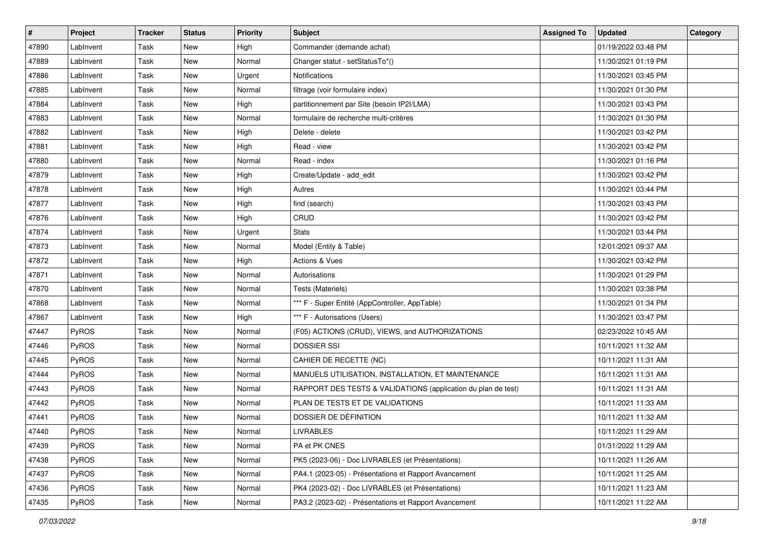| # | Project | Tracker | Status | Priority | Subject | Assigned To | Updated | Category |
|---|---|---|---|---|---|---|---|---|
| 47890 | LabInvent | Task | New | High | Commander (demande achat) | | 01/19/2022 03:48 PM | |
| 47889 | LabInvent | Task | New | Normal | Changer statut - setStatusTo*() | | 11/30/2021 01:19 PM | |
| 47886 | LabInvent | Task | New | Urgent | Notifications | | 11/30/2021 03:45 PM | |
| 47885 | LabInvent | Task | New | Normal | filtrage (voir formulaire index) | | 11/30/2021 01:30 PM | |
| 47884 | LabInvent | Task | New | High | partitionnement par Site (besoin IP2I/LMA) | | 11/30/2021 03:43 PM | |
| 47883 | LabInvent | Task | New | Normal | formulaire de recherche multi-critères | | 11/30/2021 01:30 PM | |
| 47882 | LabInvent | Task | New | High | Delete - delete | | 11/30/2021 03:42 PM | |
| 47881 | LabInvent | Task | New | High | Read - view | | 11/30/2021 03:42 PM | |
| 47880 | LabInvent | Task | New | Normal | Read - index | | 11/30/2021 01:16 PM | |
| 47879 | LabInvent | Task | New | High | Create/Update - add_edit | | 11/30/2021 03:42 PM | |
| 47878 | LabInvent | Task | New | High | Autres | | 11/30/2021 03:44 PM | |
| 47877 | LabInvent | Task | New | High | find (search) | | 11/30/2021 03:43 PM | |
| 47876 | LabInvent | Task | New | High | CRUD | | 11/30/2021 03:42 PM | |
| 47874 | LabInvent | Task | New | Urgent | Stats | | 11/30/2021 03:44 PM | |
| 47873 | LabInvent | Task | New | Normal | Model (Entity & Table) | | 12/01/2021 09:37 AM | |
| 47872 | LabInvent | Task | New | High | Actions & Vues | | 11/30/2021 03:42 PM | |
| 47871 | LabInvent | Task | New | Normal | Autorisations | | 11/30/2021 01:29 PM | |
| 47870 | LabInvent | Task | New | Normal | Tests (Materiels) | | 11/30/2021 03:38 PM | |
| 47868 | LabInvent | Task | New | Normal | *** F - Super Entité (AppController, AppTable) | | 11/30/2021 01:34 PM | |
| 47867 | LabInvent | Task | New | High | *** F - Autorisations (Users) | | 11/30/2021 03:47 PM | |
| 47447 | PyROS | Task | New | Normal | (F05) ACTIONS (CRUD), VIEWS, and AUTHORIZATIONS | | 02/23/2022 10:45 AM | |
| 47446 | PyROS | Task | New | Normal | DOSSIER SSI | | 10/11/2021 11:32 AM | |
| 47445 | PyROS | Task | New | Normal | CAHIER DE RECETTE (NC) | | 10/11/2021 11:31 AM | |
| 47444 | PyROS | Task | New | Normal | MANUELS UTILISATION, INSTALLATION, ET MAINTENANCE | | 10/11/2021 11:31 AM | |
| 47443 | PyROS | Task | New | Normal | RAPPORT DES TESTS & VALIDATIONS (application du plan de test) | | 10/11/2021 11:31 AM | |
| 47442 | PyROS | Task | New | Normal | PLAN DE TESTS ET DE VALIDATIONS | | 10/11/2021 11:33 AM | |
| 47441 | PyROS | Task | New | Normal | DOSSIER DE DÉFINITION | | 10/11/2021 11:32 AM | |
| 47440 | PyROS | Task | New | Normal | LIVRABLES | | 10/11/2021 11:29 AM | |
| 47439 | PyROS | Task | New | Normal | PA et PK CNES | | 01/31/2022 11:29 AM | |
| 47438 | PyROS | Task | New | Normal | PK5 (2023-06) - Doc LIVRABLES (et Présentations) | | 10/11/2021 11:26 AM | |
| 47437 | PyROS | Task | New | Normal | PA4.1 (2023-05) - Présentations et Rapport Avancement | | 10/11/2021 11:25 AM | |
| 47436 | PyROS | Task | New | Normal | PK4 (2023-02) - Doc LIVRABLES (et Présentations) | | 10/11/2021 11:23 AM | |
| 47435 | PyROS | Task | New | Normal | PA3.2 (2023-02) - Présentations et Rapport Avancement | | 10/11/2021 11:22 AM | |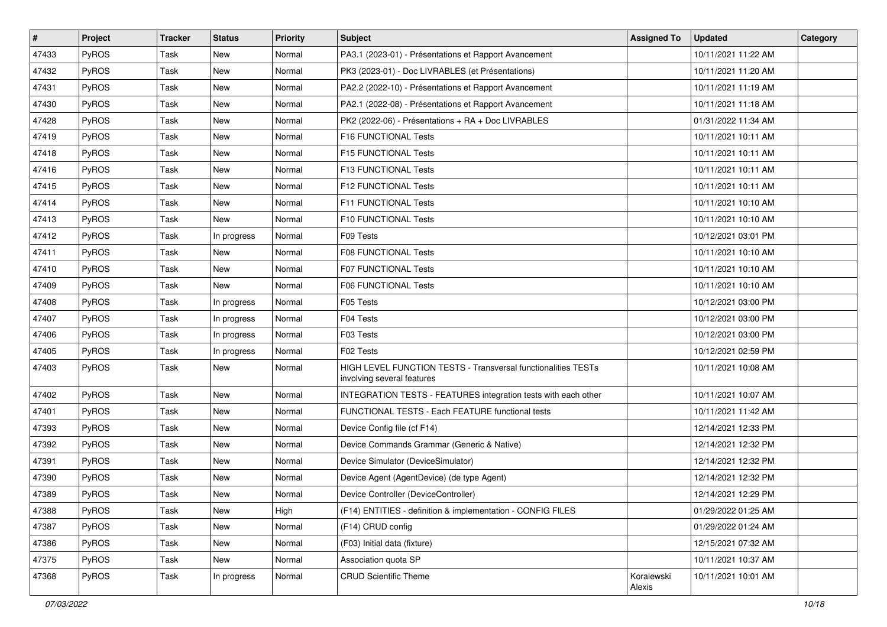| # | Project | Tracker | Status | Priority | Subject | Assigned To | Updated | Category |
|---|---|---|---|---|---|---|---|---|
| 47433 | PyROS | Task | New | Normal | PA3.1 (2023-01) - Présentations et Rapport Avancement | | 10/11/2021 11:22 AM | |
| 47432 | PyROS | Task | New | Normal | PK3 (2023-01) - Doc LIVRABLES (et Présentations) | | 10/11/2021 11:20 AM | |
| 47431 | PyROS | Task | New | Normal | PA2.2 (2022-10) - Présentations et Rapport Avancement | | 10/11/2021 11:19 AM | |
| 47430 | PyROS | Task | New | Normal | PA2.1 (2022-08) - Présentations et Rapport Avancement | | 10/11/2021 11:18 AM | |
| 47428 | PyROS | Task | New | Normal | PK2 (2022-06) - Présentations + RA + Doc LIVRABLES | | 01/31/2022 11:34 AM | |
| 47419 | PyROS | Task | New | Normal | F16 FUNCTIONAL Tests | | 10/11/2021 10:11 AM | |
| 47418 | PyROS | Task | New | Normal | F15 FUNCTIONAL Tests | | 10/11/2021 10:11 AM | |
| 47416 | PyROS | Task | New | Normal | F13 FUNCTIONAL Tests | | 10/11/2021 10:11 AM | |
| 47415 | PyROS | Task | New | Normal | F12 FUNCTIONAL Tests | | 10/11/2021 10:11 AM | |
| 47414 | PyROS | Task | New | Normal | F11 FUNCTIONAL Tests | | 10/11/2021 10:10 AM | |
| 47413 | PyROS | Task | New | Normal | F10 FUNCTIONAL Tests | | 10/11/2021 10:10 AM | |
| 47412 | PyROS | Task | In progress | Normal | F09 Tests | | 10/12/2021 03:01 PM | |
| 47411 | PyROS | Task | New | Normal | F08 FUNCTIONAL Tests | | 10/11/2021 10:10 AM | |
| 47410 | PyROS | Task | New | Normal | F07 FUNCTIONAL Tests | | 10/11/2021 10:10 AM | |
| 47409 | PyROS | Task | New | Normal | F06 FUNCTIONAL Tests | | 10/11/2021 10:10 AM | |
| 47408 | PyROS | Task | In progress | Normal | F05 Tests | | 10/12/2021 03:00 PM | |
| 47407 | PyROS | Task | In progress | Normal | F04 Tests | | 10/12/2021 03:00 PM | |
| 47406 | PyROS | Task | In progress | Normal | F03 Tests | | 10/12/2021 03:00 PM | |
| 47405 | PyROS | Task | In progress | Normal | F02 Tests | | 10/12/2021 02:59 PM | |
| 47403 | PyROS | Task | New | Normal | HIGH LEVEL FUNCTION TESTS - Transversal functionalities TESTs involving several features | | 10/11/2021 10:08 AM | |
| 47402 | PyROS | Task | New | Normal | INTEGRATION TESTS - FEATURES integration tests with each other | | 10/11/2021 10:07 AM | |
| 47401 | PyROS | Task | New | Normal | FUNCTIONAL TESTS - Each FEATURE functional tests | | 10/11/2021 11:42 AM | |
| 47393 | PyROS | Task | New | Normal | Device Config file (cf F14) | | 12/14/2021 12:33 PM | |
| 47392 | PyROS | Task | New | Normal | Device Commands Grammar (Generic & Native) | | 12/14/2021 12:32 PM | |
| 47391 | PyROS | Task | New | Normal | Device Simulator (DeviceSimulator) | | 12/14/2021 12:32 PM | |
| 47390 | PyROS | Task | New | Normal | Device Agent (AgentDevice) (de type Agent) | | 12/14/2021 12:32 PM | |
| 47389 | PyROS | Task | New | Normal | Device Controller (DeviceController) | | 12/14/2021 12:29 PM | |
| 47388 | PyROS | Task | New | High | (F14) ENTITIES - definition & implementation - CONFIG FILES | | 01/29/2022 01:25 AM | |
| 47387 | PyROS | Task | New | Normal | (F14) CRUD config | | 01/29/2022 01:24 AM | |
| 47386 | PyROS | Task | New | Normal | (F03) Initial data (fixture) | | 12/15/2021 07:32 AM | |
| 47375 | PyROS | Task | New | Normal | Association quota SP | | 10/11/2021 10:37 AM | |
| 47368 | PyROS | Task | In progress | Normal | CRUD Scientific Theme | Koralewski Alexis | 10/11/2021 10:01 AM | |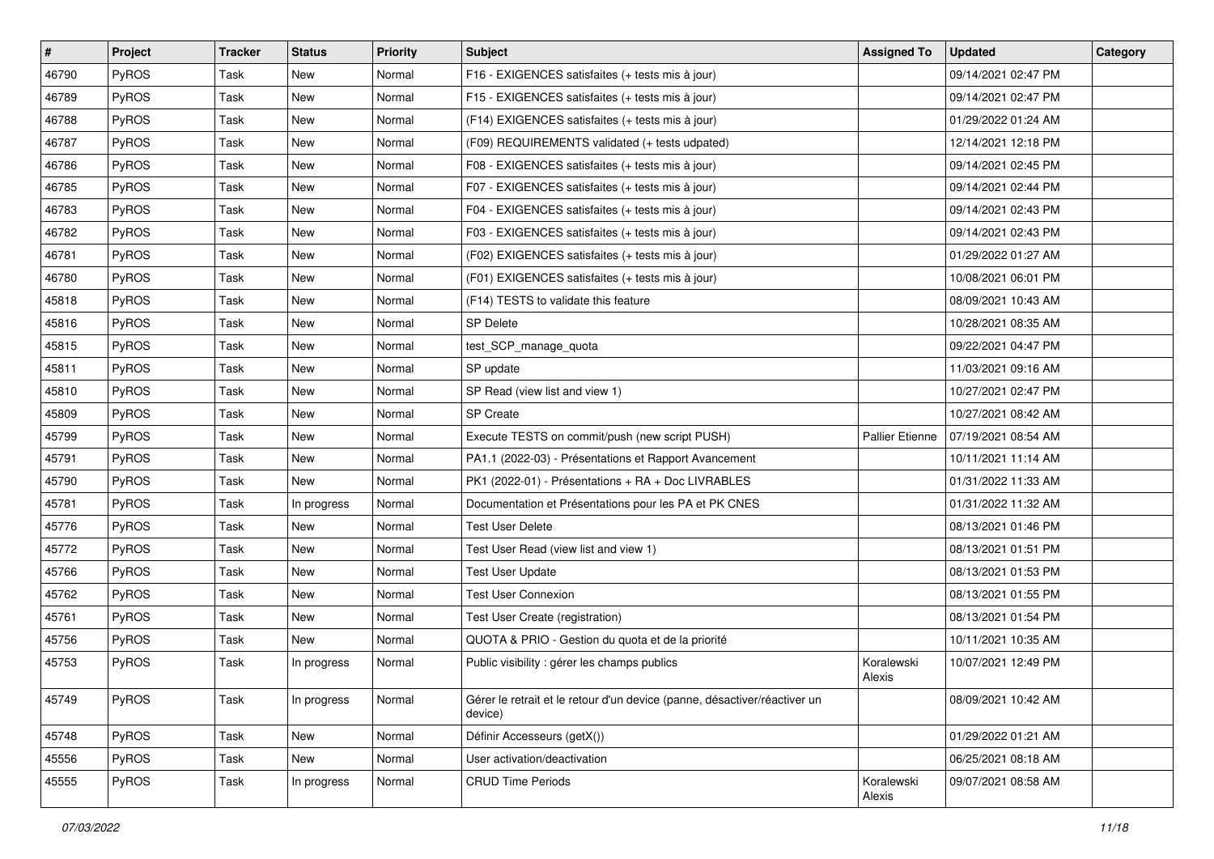| # | Project | Tracker | Status | Priority | Subject | Assigned To | Updated | Category |
|---|---|---|---|---|---|---|---|---|
| 46790 | PyROS | Task | New | Normal | F16 - EXIGENCES satisfaites (+ tests mis à jour) | | 09/14/2021 02:47 PM | |
| 46789 | PyROS | Task | New | Normal | F15 - EXIGENCES satisfaites (+ tests mis à jour) | | 09/14/2021 02:47 PM | |
| 46788 | PyROS | Task | New | Normal | (F14) EXIGENCES satisfaites (+ tests mis à jour) | | 01/29/2022 01:24 AM | |
| 46787 | PyROS | Task | New | Normal | (F09) REQUIREMENTS validated (+ tests udpated) | | 12/14/2021 12:18 PM | |
| 46786 | PyROS | Task | New | Normal | F08 - EXIGENCES satisfaites (+ tests mis à jour) | | 09/14/2021 02:45 PM | |
| 46785 | PyROS | Task | New | Normal | F07 - EXIGENCES satisfaites (+ tests mis à jour) | | 09/14/2021 02:44 PM | |
| 46783 | PyROS | Task | New | Normal | F04 - EXIGENCES satisfaites (+ tests mis à jour) | | 09/14/2021 02:43 PM | |
| 46782 | PyROS | Task | New | Normal | F03 - EXIGENCES satisfaites (+ tests mis à jour) | | 09/14/2021 02:43 PM | |
| 46781 | PyROS | Task | New | Normal | (F02) EXIGENCES satisfaites (+ tests mis à jour) | | 01/29/2022 01:27 AM | |
| 46780 | PyROS | Task | New | Normal | (F01) EXIGENCES satisfaites (+ tests mis à jour) | | 10/08/2021 06:01 PM | |
| 45818 | PyROS | Task | New | Normal | (F14) TESTS to validate this feature | | 08/09/2021 10:43 AM | |
| 45816 | PyROS | Task | New | Normal | SP Delete | | 10/28/2021 08:35 AM | |
| 45815 | PyROS | Task | New | Normal | test_SCP_manage_quota | | 09/22/2021 04:47 PM | |
| 45811 | PyROS | Task | New | Normal | SP update | | 11/03/2021 09:16 AM | |
| 45810 | PyROS | Task | New | Normal | SP Read (view list and view 1) | | 10/27/2021 02:47 PM | |
| 45809 | PyROS | Task | New | Normal | SP Create | | 10/27/2021 08:42 AM | |
| 45799 | PyROS | Task | New | Normal | Execute TESTS on commit/push (new script PUSH) | Pallier Etienne | 07/19/2021 08:54 AM | |
| 45791 | PyROS | Task | New | Normal | PA1.1 (2022-03) - Présentations et Rapport Avancement | | 10/11/2021 11:14 AM | |
| 45790 | PyROS | Task | New | Normal | PK1 (2022-01) - Présentations + RA + Doc LIVRABLES | | 01/31/2022 11:33 AM | |
| 45781 | PyROS | Task | In progress | Normal | Documentation et Présentations pour les PA et PK CNES | | 01/31/2022 11:32 AM | |
| 45776 | PyROS | Task | New | Normal | Test User Delete | | 08/13/2021 01:46 PM | |
| 45772 | PyROS | Task | New | Normal | Test User Read (view list and view 1) | | 08/13/2021 01:51 PM | |
| 45766 | PyROS | Task | New | Normal | Test User Update | | 08/13/2021 01:53 PM | |
| 45762 | PyROS | Task | New | Normal | Test User Connexion | | 08/13/2021 01:55 PM | |
| 45761 | PyROS | Task | New | Normal | Test User Create (registration) | | 08/13/2021 01:54 PM | |
| 45756 | PyROS | Task | New | Normal | QUOTA & PRIO - Gestion du quota et de la priorité | | 10/11/2021 10:35 AM | |
| 45753 | PyROS | Task | In progress | Normal | Public visibility : gérer les champs publics | Koralewski Alexis | 10/07/2021 12:49 PM | |
| 45749 | PyROS | Task | In progress | Normal | Gérer le retrait et le retour d'un device (panne, désactiver/réactiver un device) | | 08/09/2021 10:42 AM | |
| 45748 | PyROS | Task | New | Normal | Définir Accesseurs (getX()) | | 01/29/2022 01:21 AM | |
| 45556 | PyROS | Task | New | Normal | User activation/deactivation | | 06/25/2021 08:18 AM | |
| 45555 | PyROS | Task | In progress | Normal | CRUD Time Periods | Koralewski Alexis | 09/07/2021 08:58 AM | |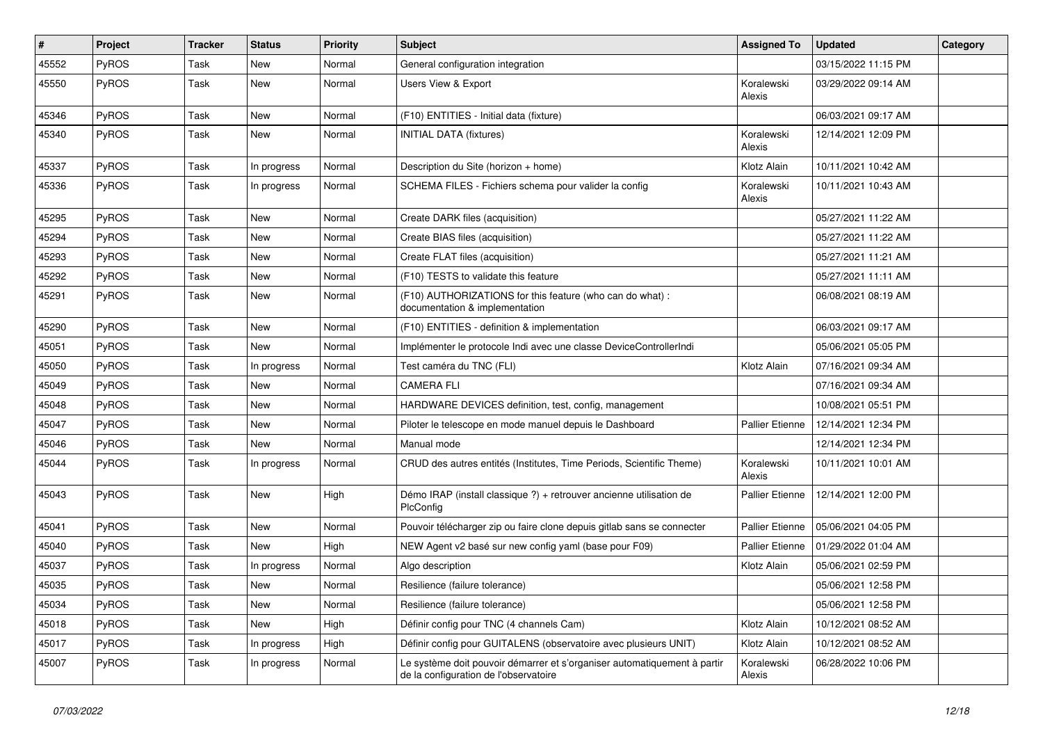| # | Project | Tracker | Status | Priority | Subject | Assigned To | Updated | Category |
|---|---|---|---|---|---|---|---|---|
| 45552 | PyROS | Task | New | Normal | General configuration integration | | 03/15/2022 11:15 PM | |
| 45550 | PyROS | Task | New | Normal | Users View & Export | Koralewski Alexis | 03/29/2022 09:14 AM | |
| 45346 | PyROS | Task | New | Normal | (F10) ENTITIES - Initial data (fixture) | | 06/03/2021 09:17 AM | |
| 45340 | PyROS | Task | New | Normal | INITIAL DATA (fixtures) | Koralewski Alexis | 12/14/2021 12:09 PM | |
| 45337 | PyROS | Task | In progress | Normal | Description du Site (horizon + home) | Klotz Alain | 10/11/2021 10:42 AM | |
| 45336 | PyROS | Task | In progress | Normal | SCHEMA FILES - Fichiers schema pour valider la config | Koralewski Alexis | 10/11/2021 10:43 AM | |
| 45295 | PyROS | Task | New | Normal | Create DARK files (acquisition) | | 05/27/2021 11:22 AM | |
| 45294 | PyROS | Task | New | Normal | Create BIAS files (acquisition) | | 05/27/2021 11:22 AM | |
| 45293 | PyROS | Task | New | Normal | Create FLAT files (acquisition) | | 05/27/2021 11:21 AM | |
| 45292 | PyROS | Task | New | Normal | (F10) TESTS to validate this feature | | 05/27/2021 11:11 AM | |
| 45291 | PyROS | Task | New | Normal | (F10) AUTHORIZATIONS for this feature (who can do what) : documentation & implementation | | 06/08/2021 08:19 AM | |
| 45290 | PyROS | Task | New | Normal | (F10) ENTITIES - definition & implementation | | 06/03/2021 09:17 AM | |
| 45051 | PyROS | Task | New | Normal | Implémenter le protocole Indi avec une classe DeviceControllerIndi | | 05/06/2021 05:05 PM | |
| 45050 | PyROS | Task | In progress | Normal | Test caméra du TNC (FLI) | Klotz Alain | 07/16/2021 09:34 AM | |
| 45049 | PyROS | Task | New | Normal | CAMERA FLI | | 07/16/2021 09:34 AM | |
| 45048 | PyROS | Task | New | Normal | HARDWARE DEVICES definition, test, config, management | | 10/08/2021 05:51 PM | |
| 45047 | PyROS | Task | New | Normal | Piloter le telescope en mode manuel depuis le Dashboard | Pallier Etienne | 12/14/2021 12:34 PM | |
| 45046 | PyROS | Task | New | Normal | Manual mode | | 12/14/2021 12:34 PM | |
| 45044 | PyROS | Task | In progress | Normal | CRUD des autres entités (Institutes, Time Periods, Scientific Theme) | Koralewski Alexis | 10/11/2021 10:01 AM | |
| 45043 | PyROS | Task | New | High | Démo IRAP (install classique ?) + retrouver ancienne utilisation de PlcConfig | Pallier Etienne | 12/14/2021 12:00 PM | |
| 45041 | PyROS | Task | New | Normal | Pouvoir télécharger zip ou faire clone depuis gitlab sans se connecter | Pallier Etienne | 05/06/2021 04:05 PM | |
| 45040 | PyROS | Task | New | High | NEW Agent v2 basé sur new config yaml (base pour F09) | Pallier Etienne | 01/29/2022 01:04 AM | |
| 45037 | PyROS | Task | In progress | Normal | Algo description | Klotz Alain | 05/06/2021 02:59 PM | |
| 45035 | PyROS | Task | New | Normal | Resilience (failure tolerance) | | 05/06/2021 12:58 PM | |
| 45034 | PyROS | Task | New | Normal | Resilience (failure tolerance) | | 05/06/2021 12:58 PM | |
| 45018 | PyROS | Task | New | High | Définir config pour TNC (4 channels Cam) | Klotz Alain | 10/12/2021 08:52 AM | |
| 45017 | PyROS | Task | In progress | High | Définir config pour GUITALENS (observatoire avec plusieurs UNIT) | Klotz Alain | 10/12/2021 08:52 AM | |
| 45007 | PyROS | Task | In progress | Normal | Le système doit pouvoir démarrer et s'organiser automatiquement à partir de la configuration de l'observatoire | Koralewski Alexis | 06/28/2022 10:06 PM | |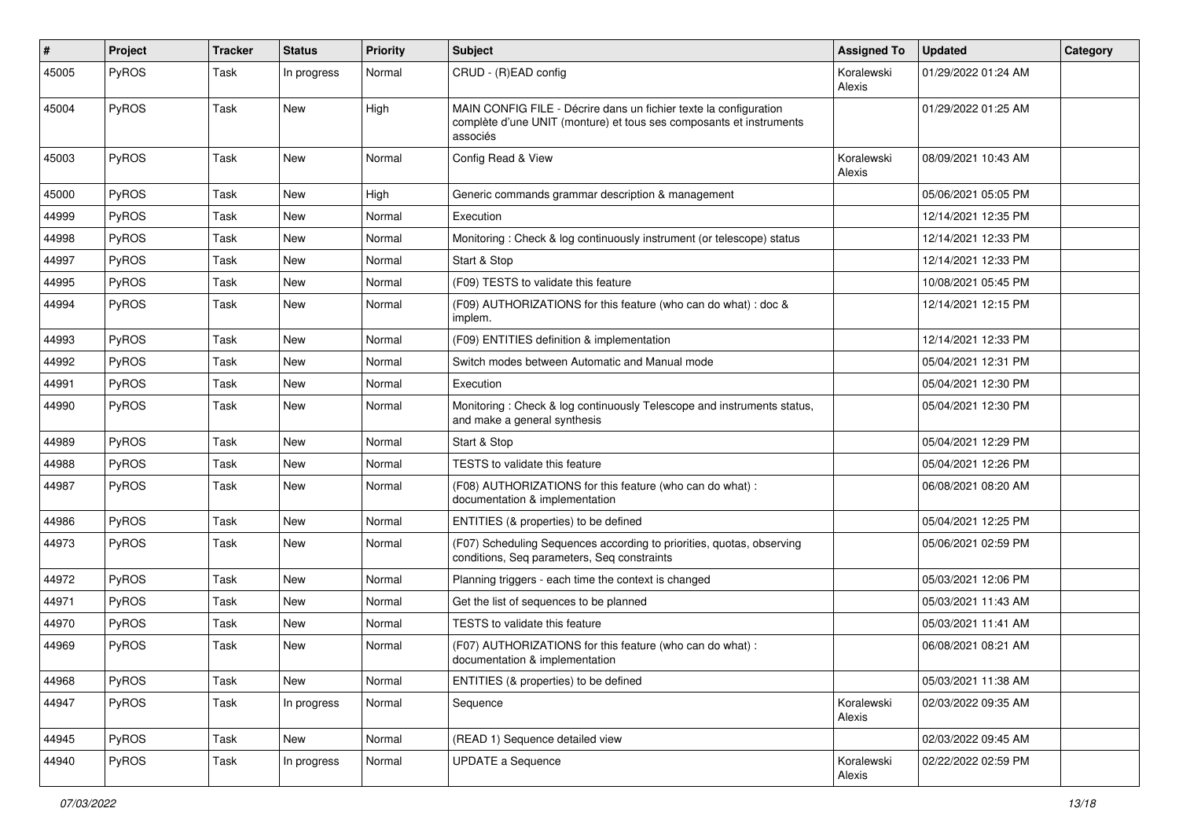| # | Project | Tracker | Status | Priority | Subject | Assigned To | Updated | Category |
|---|---|---|---|---|---|---|---|---|
| 45005 | PyROS | Task | In progress | Normal | CRUD - (R)EAD config | Koralewski Alexis | 01/29/2022 01:24 AM | |
| 45004 | PyROS | Task | New | High | MAIN CONFIG FILE - Décrire dans un fichier texte la configuration complète d'une UNIT (monture) et tous ses composants et instruments associés | | 01/29/2022 01:25 AM | |
| 45003 | PyROS | Task | New | Normal | Config Read & View | Koralewski Alexis | 08/09/2021 10:43 AM | |
| 45000 | PyROS | Task | New | High | Generic commands grammar description & management | | 05/06/2021 05:05 PM | |
| 44999 | PyROS | Task | New | Normal | Execution | | 12/14/2021 12:35 PM | |
| 44998 | PyROS | Task | New | Normal | Monitoring : Check & log continuously instrument (or telescope) status | | 12/14/2021 12:33 PM | |
| 44997 | PyROS | Task | New | Normal | Start & Stop | | 12/14/2021 12:33 PM | |
| 44995 | PyROS | Task | New | Normal | (F09) TESTS to validate this feature | | 10/08/2021 05:45 PM | |
| 44994 | PyROS | Task | New | Normal | (F09) AUTHORIZATIONS for this feature (who can do what) : doc & implem. | | 12/14/2021 12:15 PM | |
| 44993 | PyROS | Task | New | Normal | (F09) ENTITIES definition & implementation | | 12/14/2021 12:33 PM | |
| 44992 | PyROS | Task | New | Normal | Switch modes between Automatic and Manual mode | | 05/04/2021 12:31 PM | |
| 44991 | PyROS | Task | New | Normal | Execution | | 05/04/2021 12:30 PM | |
| 44990 | PyROS | Task | New | Normal | Monitoring : Check & log continuously Telescope and instruments status, and make a general synthesis | | 05/04/2021 12:30 PM | |
| 44989 | PyROS | Task | New | Normal | Start & Stop | | 05/04/2021 12:29 PM | |
| 44988 | PyROS | Task | New | Normal | TESTS to validate this feature | | 05/04/2021 12:26 PM | |
| 44987 | PyROS | Task | New | Normal | (F08) AUTHORIZATIONS for this feature (who can do what) : documentation & implementation | | 06/08/2021 08:20 AM | |
| 44986 | PyROS | Task | New | Normal | ENTITIES (& properties) to be defined | | 05/04/2021 12:25 PM | |
| 44973 | PyROS | Task | New | Normal | (F07) Scheduling Sequences according to priorities, quotas, observing conditions, Seq parameters, Seq constraints | | 05/06/2021 02:59 PM | |
| 44972 | PyROS | Task | New | Normal | Planning triggers - each time the context is changed | | 05/03/2021 12:06 PM | |
| 44971 | PyROS | Task | New | Normal | Get the list of sequences to be planned | | 05/03/2021 11:43 AM | |
| 44970 | PyROS | Task | New | Normal | TESTS to validate this feature | | 05/03/2021 11:41 AM | |
| 44969 | PyROS | Task | New | Normal | (F07) AUTHORIZATIONS for this feature (who can do what) : documentation & implementation | | 06/08/2021 08:21 AM | |
| 44968 | PyROS | Task | New | Normal | ENTITIES (& properties) to be defined | | 05/03/2021 11:38 AM | |
| 44947 | PyROS | Task | In progress | Normal | Sequence | Koralewski Alexis | 02/03/2022 09:35 AM | |
| 44945 | PyROS | Task | New | Normal | (READ 1) Sequence detailed view | | 02/03/2022 09:45 AM | |
| 44940 | PyROS | Task | In progress | Normal | UPDATE a Sequence | Koralewski Alexis | 02/22/2022 02:59 PM | |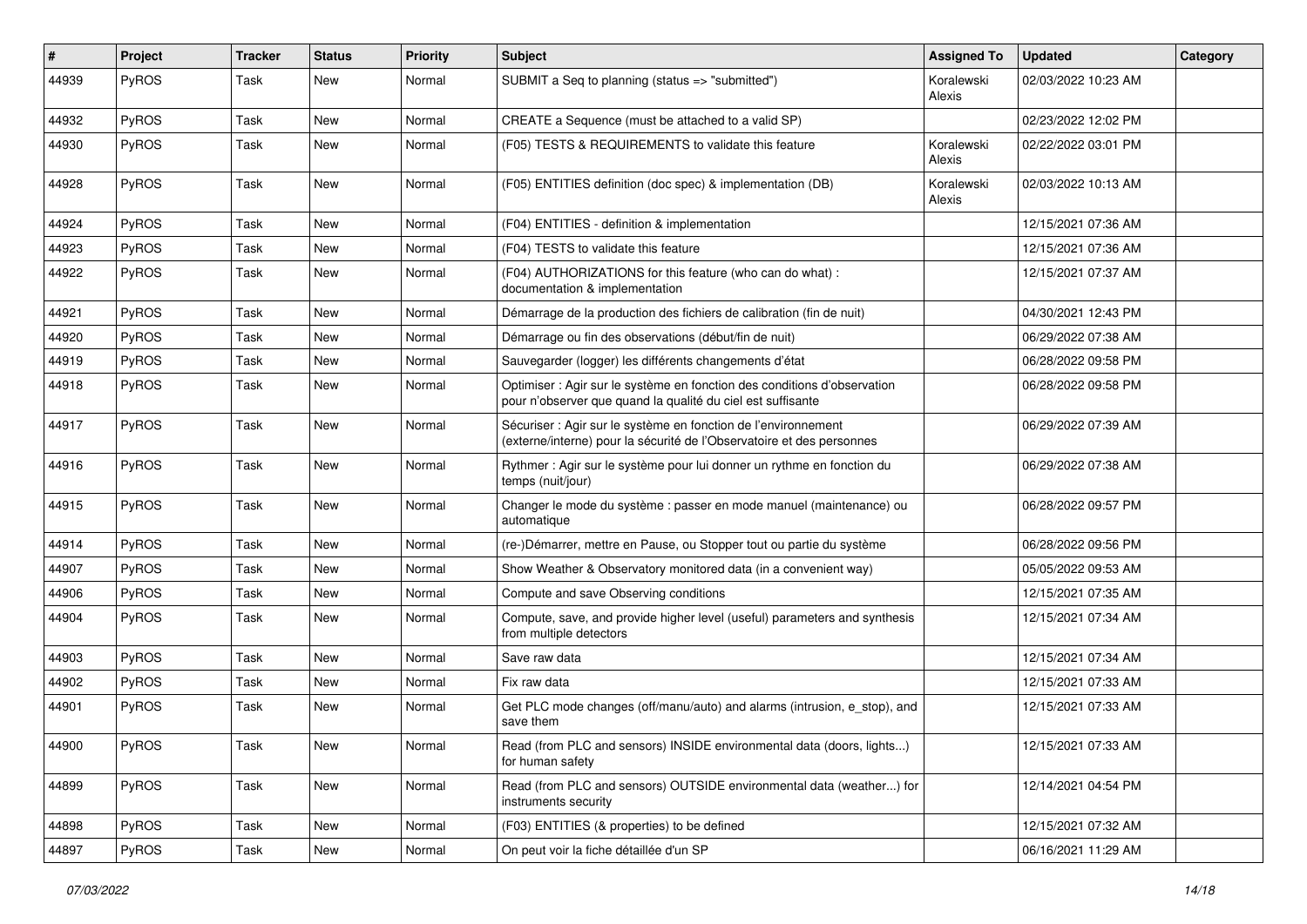| # | Project | Tracker | Status | Priority | Subject | Assigned To | Updated | Category |
|---|---|---|---|---|---|---|---|---|
| 44939 | PyROS | Task | New | Normal | SUBMIT a Seq to planning (status => "submitted") | Koralewski Alexis | 02/03/2022 10:23 AM | |
| 44932 | PyROS | Task | New | Normal | CREATE a Sequence (must be attached to a valid SP) | | 02/23/2022 12:02 PM | |
| 44930 | PyROS | Task | New | Normal | (F05) TESTS & REQUIREMENTS to validate this feature | Koralewski Alexis | 02/22/2022 03:01 PM | |
| 44928 | PyROS | Task | New | Normal | (F05) ENTITIES definition (doc spec) & implementation (DB) | Koralewski Alexis | 02/03/2022 10:13 AM | |
| 44924 | PyROS | Task | New | Normal | (F04) ENTITIES - definition & implementation | | 12/15/2021 07:36 AM | |
| 44923 | PyROS | Task | New | Normal | (F04) TESTS to validate this feature | | 12/15/2021 07:36 AM | |
| 44922 | PyROS | Task | New | Normal | (F04) AUTHORIZATIONS for this feature (who can do what) : documentation & implementation | | 12/15/2021 07:37 AM | |
| 44921 | PyROS | Task | New | Normal | Démarrage de la production des fichiers de calibration (fin de nuit) | | 04/30/2021 12:43 PM | |
| 44920 | PyROS | Task | New | Normal | Démarrage ou fin des observations (début/fin de nuit) | | 06/29/2022 07:38 AM | |
| 44919 | PyROS | Task | New | Normal | Sauvegarder (logger) les différents changements d'état | | 06/28/2022 09:58 PM | |
| 44918 | PyROS | Task | New | Normal | Optimiser : Agir sur le système en fonction des conditions d'observation pour n'observer que quand la qualité du ciel est suffisante | | 06/28/2022 09:58 PM | |
| 44917 | PyROS | Task | New | Normal | Sécuriser : Agir sur le système en fonction de l'environnement (externe/interne) pour la sécurité de l'Observatoire et des personnes | | 06/29/2022 07:39 AM | |
| 44916 | PyROS | Task | New | Normal | Rythmer : Agir sur le système pour lui donner un rythme en fonction du temps (nuit/jour) | | 06/29/2022 07:38 AM | |
| 44915 | PyROS | Task | New | Normal | Changer le mode du système : passer en mode manuel (maintenance) ou automatique | | 06/28/2022 09:57 PM | |
| 44914 | PyROS | Task | New | Normal | (re-)Démarrer, mettre en Pause, ou Stopper tout ou partie du système | | 06/28/2022 09:56 PM | |
| 44907 | PyROS | Task | New | Normal | Show Weather & Observatory monitored data (in a convenient way) | | 05/05/2022 09:53 AM | |
| 44906 | PyROS | Task | New | Normal | Compute and save Observing conditions | | 12/15/2021 07:35 AM | |
| 44904 | PyROS | Task | New | Normal | Compute, save, and provide higher level (useful) parameters and synthesis from multiple detectors | | 12/15/2021 07:34 AM | |
| 44903 | PyROS | Task | New | Normal | Save raw data | | 12/15/2021 07:34 AM | |
| 44902 | PyROS | Task | New | Normal | Fix raw data | | 12/15/2021 07:33 AM | |
| 44901 | PyROS | Task | New | Normal | Get PLC mode changes (off/manu/auto) and alarms (intrusion, e_stop), and save them | | 12/15/2021 07:33 AM | |
| 44900 | PyROS | Task | New | Normal | Read (from PLC and sensors) INSIDE environmental data (doors, lights...) for human safety | | 12/15/2021 07:33 AM | |
| 44899 | PyROS | Task | New | Normal | Read (from PLC and sensors) OUTSIDE environmental data (weather...) for instruments security | | 12/14/2021 04:54 PM | |
| 44898 | PyROS | Task | New | Normal | (F03) ENTITIES (& properties) to be defined | | 12/15/2021 07:32 AM | |
| 44897 | PyROS | Task | New | Normal | On peut voir la fiche détaillée d'un SP | | 06/16/2021 11:29 AM | |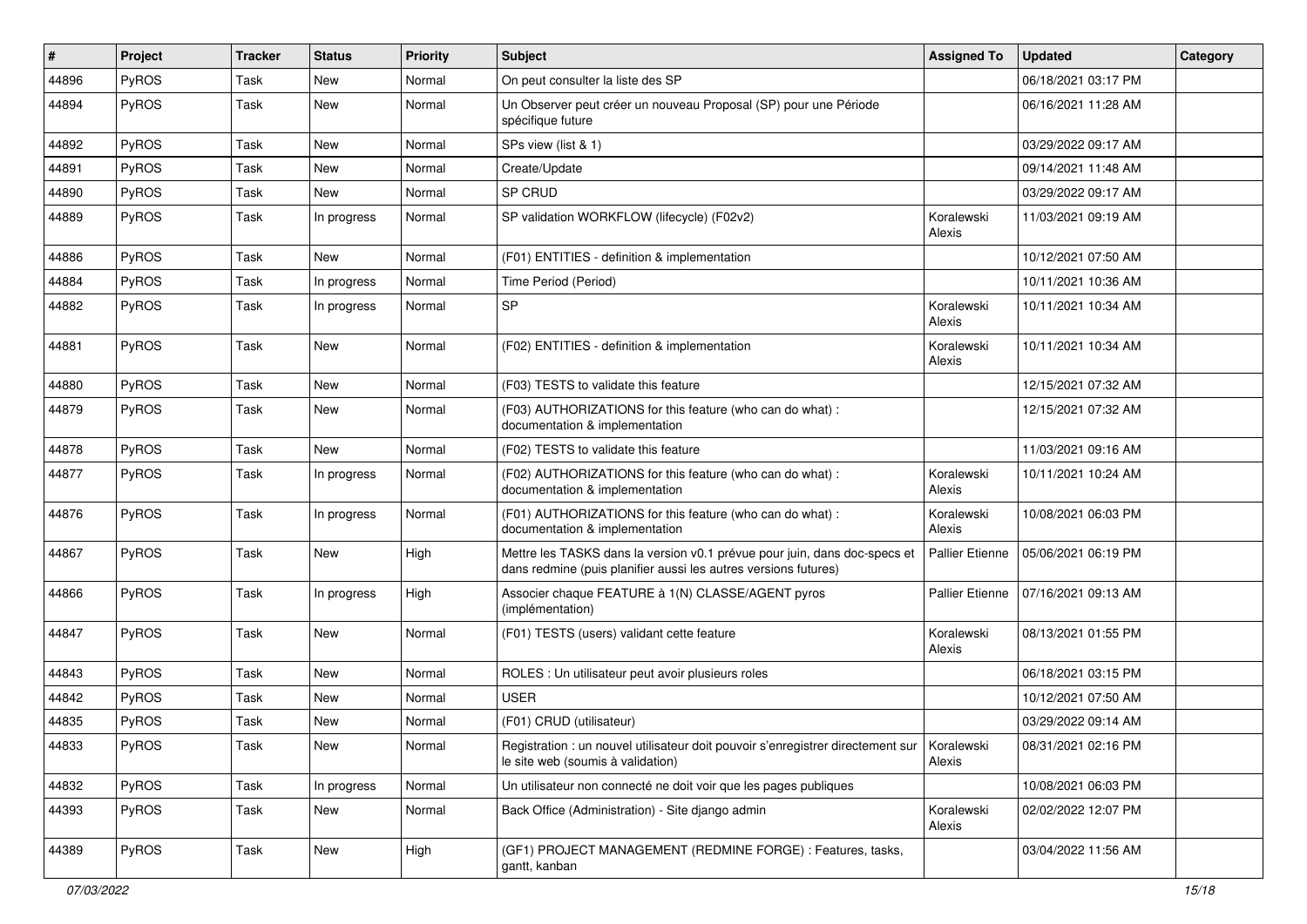| # | Project | Tracker | Status | Priority | Subject | Assigned To | Updated | Category |
|---|---|---|---|---|---|---|---|---|
| 44896 | PyROS | Task | New | Normal | On peut consulter la liste des SP | | 06/18/2021 03:17 PM | |
| 44894 | PyROS | Task | New | Normal | Un Observer peut créer un nouveau Proposal (SP) pour une Période spécifique future | | 06/16/2021 11:28 AM | |
| 44892 | PyROS | Task | New | Normal | SPs view (list & 1) | | 03/29/2022 09:17 AM | |
| 44891 | PyROS | Task | New | Normal | Create/Update | | 09/14/2021 11:48 AM | |
| 44890 | PyROS | Task | New | Normal | SP CRUD | | 03/29/2022 09:17 AM | |
| 44889 | PyROS | Task | In progress | Normal | SP validation WORKFLOW (lifecycle) (F02v2) | Koralewski Alexis | 11/03/2021 09:19 AM | |
| 44886 | PyROS | Task | New | Normal | (F01) ENTITIES - definition & implementation | | 10/12/2021 07:50 AM | |
| 44884 | PyROS | Task | In progress | Normal | Time Period (Period) | | 10/11/2021 10:36 AM | |
| 44882 | PyROS | Task | In progress | Normal | SP | Koralewski Alexis | 10/11/2021 10:34 AM | |
| 44881 | PyROS | Task | New | Normal | (F02) ENTITIES - definition & implementation | Koralewski Alexis | 10/11/2021 10:34 AM | |
| 44880 | PyROS | Task | New | Normal | (F03) TESTS to validate this feature | | 12/15/2021 07:32 AM | |
| 44879 | PyROS | Task | New | Normal | (F03) AUTHORIZATIONS for this feature (who can do what) : documentation & implementation | | 12/15/2021 07:32 AM | |
| 44878 | PyROS | Task | New | Normal | (F02) TESTS to validate this feature | | 11/03/2021 09:16 AM | |
| 44877 | PyROS | Task | In progress | Normal | (F02) AUTHORIZATIONS for this feature (who can do what) : documentation & implementation | Koralewski Alexis | 10/11/2021 10:24 AM | |
| 44876 | PyROS | Task | In progress | Normal | (F01) AUTHORIZATIONS for this feature (who can do what) : documentation & implementation | Koralewski Alexis | 10/08/2021 06:03 PM | |
| 44867 | PyROS | Task | New | High | Mettre les TASKS dans la version v0.1 prévue pour juin, dans doc-specs et dans redmine (puis planifier aussi les autres versions futures) | Pallier Etienne | 05/06/2021 06:19 PM | |
| 44866 | PyROS | Task | In progress | High | Associer chaque FEATURE à 1(N) CLASSE/AGENT pyros (implémentation) | Pallier Etienne | 07/16/2021 09:13 AM | |
| 44847 | PyROS | Task | New | Normal | (F01) TESTS (users) validant cette feature | Koralewski Alexis | 08/13/2021 01:55 PM | |
| 44843 | PyROS | Task | New | Normal | ROLES : Un utilisateur peut avoir plusieurs roles | | 06/18/2021 03:15 PM | |
| 44842 | PyROS | Task | New | Normal | USER | | 10/12/2021 07:50 AM | |
| 44835 | PyROS | Task | New | Normal | (F01) CRUD (utilisateur) | | 03/29/2022 09:14 AM | |
| 44833 | PyROS | Task | New | Normal | Registration : un nouvel utilisateur doit pouvoir s'enregistrer directement sur le site web (soumis à validation) | Koralewski Alexis | 08/31/2021 02:16 PM | |
| 44832 | PyROS | Task | In progress | Normal | Un utilisateur non connecté ne doit voir que les pages publiques | | 10/08/2021 06:03 PM | |
| 44393 | PyROS | Task | New | Normal | Back Office (Administration) - Site django admin | Koralewski Alexis | 02/02/2022 12:07 PM | |
| 44389 | PyROS | Task | New | High | (GF1) PROJECT MANAGEMENT (REDMINE FORGE) : Features, tasks, gantt, kanban | | 03/04/2022 11:56 AM | |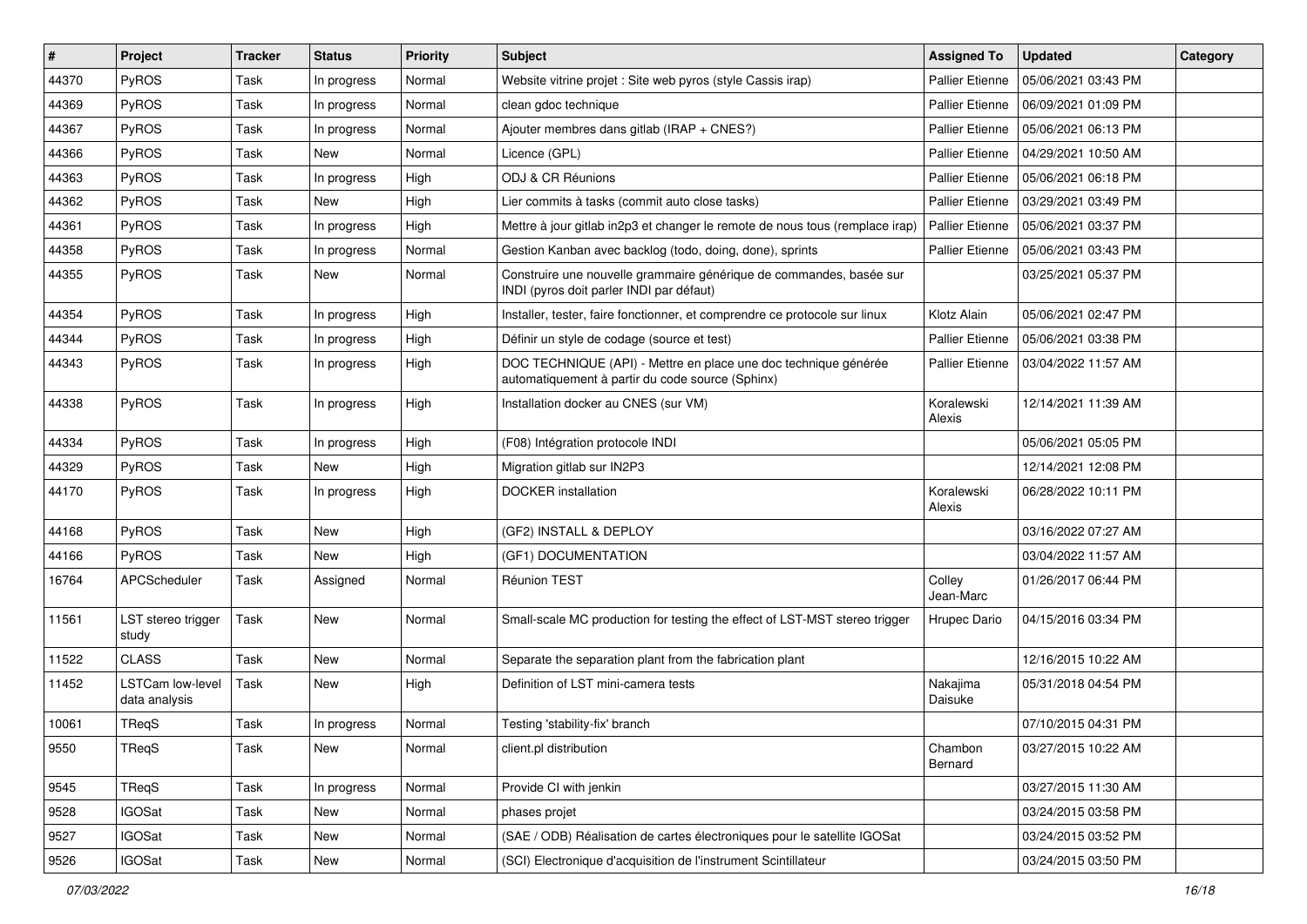| # | Project | Tracker | Status | Priority | Subject | Assigned To | Updated | Category |
|---|---|---|---|---|---|---|---|---|
| 44370 | PyROS | Task | In progress | Normal | Website vitrine projet : Site web pyros (style Cassis irap) | Pallier Etienne | 05/06/2021 03:43 PM | |
| 44369 | PyROS | Task | In progress | Normal | clean gdoc technique | Pallier Etienne | 06/09/2021 01:09 PM | |
| 44367 | PyROS | Task | In progress | Normal | Ajouter membres dans gitlab (IRAP + CNES?) | Pallier Etienne | 05/06/2021 06:13 PM | |
| 44366 | PyROS | Task | New | Normal | Licence (GPL) | Pallier Etienne | 04/29/2021 10:50 AM | |
| 44363 | PyROS | Task | In progress | High | ODJ & CR Réunions | Pallier Etienne | 05/06/2021 06:18 PM | |
| 44362 | PyROS | Task | New | High | Lier commits à tasks (commit auto close tasks) | Pallier Etienne | 03/29/2021 03:49 PM | |
| 44361 | PyROS | Task | In progress | High | Mettre à jour gitlab in2p3 et changer le remote de nous tous (remplace irap) | Pallier Etienne | 05/06/2021 03:37 PM | |
| 44358 | PyROS | Task | In progress | Normal | Gestion Kanban avec backlog (todo, doing, done), sprints | Pallier Etienne | 05/06/2021 03:43 PM | |
| 44355 | PyROS | Task | New | Normal | Construire une nouvelle grammaire générique de commandes, basée sur INDI (pyros doit parler INDI par défaut) | | 03/25/2021 05:37 PM | |
| 44354 | PyROS | Task | In progress | High | Installer, tester, faire fonctionner, et comprendre ce protocole sur linux | Klotz Alain | 05/06/2021 02:47 PM | |
| 44344 | PyROS | Task | In progress | High | Définir un style de codage (source et test) | Pallier Etienne | 05/06/2021 03:38 PM | |
| 44343 | PyROS | Task | In progress | High | DOC TECHNIQUE (API) - Mettre en place une doc technique générée automatiquement à partir du code source (Sphinx) | Pallier Etienne | 03/04/2022 11:57 AM | |
| 44338 | PyROS | Task | In progress | High | Installation docker au CNES (sur VM) | Koralewski Alexis | 12/14/2021 11:39 AM | |
| 44334 | PyROS | Task | In progress | High | (F08) Intégration protocole INDI | | 05/06/2021 05:05 PM | |
| 44329 | PyROS | Task | New | High | Migration gitlab sur IN2P3 | | 12/14/2021 12:08 PM | |
| 44170 | PyROS | Task | In progress | High | DOCKER installation | Koralewski Alexis | 06/28/2022 10:11 PM | |
| 44168 | PyROS | Task | New | High | (GF2) INSTALL & DEPLOY | | 03/16/2022 07:27 AM | |
| 44166 | PyROS | Task | New | High | (GF1) DOCUMENTATION | | 03/04/2022 11:57 AM | |
| 16764 | APCScheduler | Task | Assigned | Normal | Réunion TEST | Colley Jean-Marc | 01/26/2017 06:44 PM | |
| 11561 | LST stereo trigger study | Task | New | Normal | Small-scale MC production for testing the effect of LST-MST stereo trigger | Hrupec Dario | 04/15/2016 03:34 PM | |
| 11522 | CLASS | Task | New | Normal | Separate the separation plant from the fabrication plant | | 12/16/2015 10:22 AM | |
| 11452 | LSTCam low-level data analysis | Task | New | High | Definition of LST mini-camera tests | Nakajima Daisuke | 05/31/2018 04:54 PM | |
| 10061 | TReqS | Task | In progress | Normal | Testing 'stability-fix' branch | | 07/10/2015 04:31 PM | |
| 9550 | TReqS | Task | New | Normal | client.pl distribution | Chambon Bernard | 03/27/2015 10:22 AM | |
| 9545 | TReqS | Task | In progress | Normal | Provide CI with jenkin | | 03/27/2015 11:30 AM | |
| 9528 | IGOSat | Task | New | Normal | phases projet | | 03/24/2015 03:58 PM | |
| 9527 | IGOSat | Task | New | Normal | (SAE / ODB) Réalisation de cartes électroniques pour le satellite IGOSat | | 03/24/2015 03:52 PM | |
| 9526 | IGOSat | Task | New | Normal | (SCI) Electronique d'acquisition de l'instrument Scintillateur | | 03/24/2015 03:50 PM | |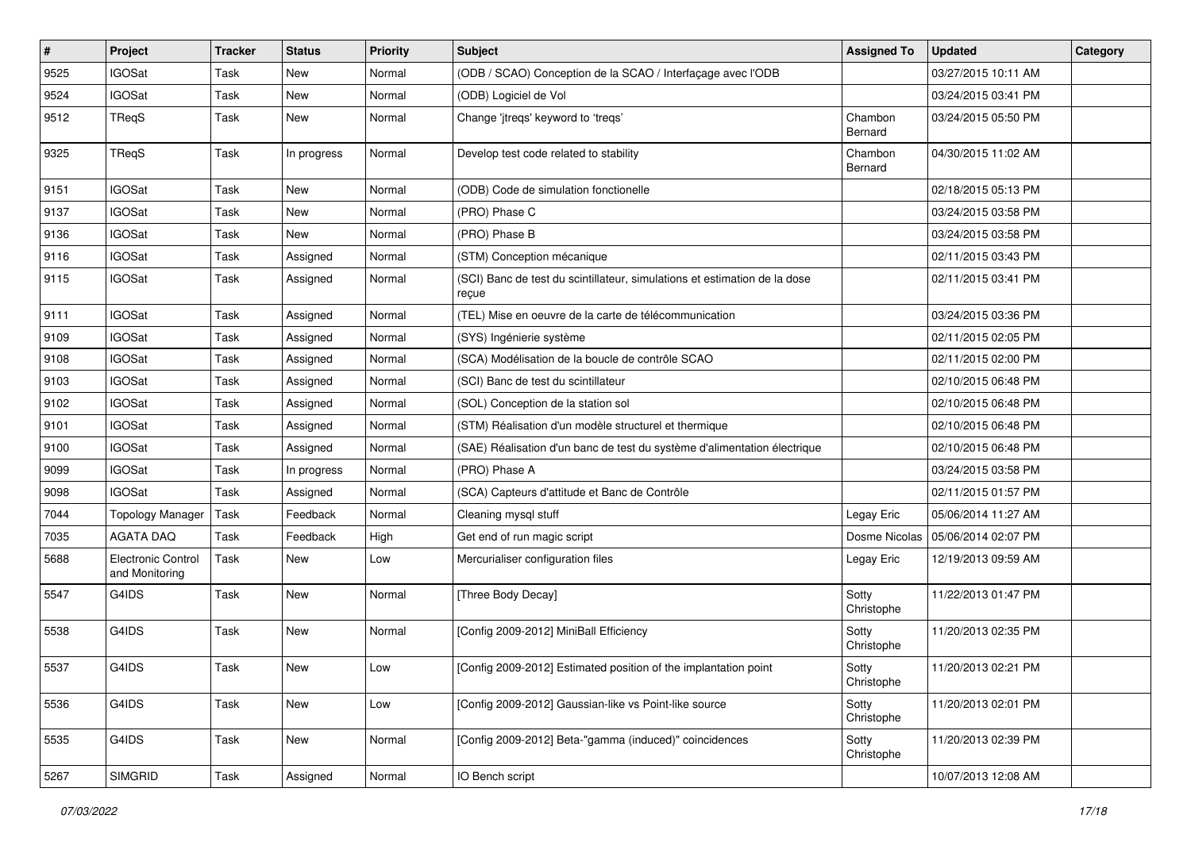| # | Project | Tracker | Status | Priority | Subject | Assigned To | Updated | Category |
| --- | --- | --- | --- | --- | --- | --- | --- | --- |
| 9525 | IGOSat | Task | New | Normal | (ODB / SCAO) Conception de la SCAO / Interfaçage avec l'ODB | | 03/27/2015 10:11 AM | |
| 9524 | IGOSat | Task | New | Normal | (ODB) Logiciel de Vol | | 03/24/2015 03:41 PM | |
| 9512 | TReqS | Task | New | Normal | Change 'jtreqs' keyword to 'treqs' | Chambon Bernard | 03/24/2015 05:50 PM | |
| 9325 | TReqS | Task | In progress | Normal | Develop test code related to stability | Chambon Bernard | 04/30/2015 11:02 AM | |
| 9151 | IGOSat | Task | New | Normal | (ODB) Code de simulation fonctionelle | | 02/18/2015 05:13 PM | |
| 9137 | IGOSat | Task | New | Normal | (PRO) Phase C | | 03/24/2015 03:58 PM | |
| 9136 | IGOSat | Task | New | Normal | (PRO) Phase B | | 03/24/2015 03:58 PM | |
| 9116 | IGOSat | Task | Assigned | Normal | (STM) Conception mécanique | | 02/11/2015 03:43 PM | |
| 9115 | IGOSat | Task | Assigned | Normal | (SCI) Banc de test du scintillateur, simulations et estimation de la dose reçue | | 02/11/2015 03:41 PM | |
| 9111 | IGOSat | Task | Assigned | Normal | (TEL) Mise en oeuvre de la carte de télécommunication | | 03/24/2015 03:36 PM | |
| 9109 | IGOSat | Task | Assigned | Normal | (SYS) Ingénierie système | | 02/11/2015 02:05 PM | |
| 9108 | IGOSat | Task | Assigned | Normal | (SCA) Modélisation de la boucle de contrôle SCAO | | 02/11/2015 02:00 PM | |
| 9103 | IGOSat | Task | Assigned | Normal | (SCI) Banc de test du scintillateur | | 02/10/2015 06:48 PM | |
| 9102 | IGOSat | Task | Assigned | Normal | (SOL) Conception de la station sol | | 02/10/2015 06:48 PM | |
| 9101 | IGOSat | Task | Assigned | Normal | (STM) Réalisation d'un modèle structurel et thermique | | 02/10/2015 06:48 PM | |
| 9100 | IGOSat | Task | Assigned | Normal | (SAE) Réalisation d'un banc de test du système d'alimentation électrique | | 02/10/2015 06:48 PM | |
| 9099 | IGOSat | Task | In progress | Normal | (PRO) Phase A | | 03/24/2015 03:58 PM | |
| 9098 | IGOSat | Task | Assigned | Normal | (SCA) Capteurs d'attitude et Banc de Contrôle | | 02/11/2015 01:57 PM | |
| 7044 | Topology Manager | Task | Feedback | Normal | Cleaning mysql stuff | Legay Eric | 05/06/2014 11:27 AM | |
| 7035 | AGATA DAQ | Task | Feedback | High | Get end of run magic script | Dosme Nicolas | 05/06/2014 02:07 PM | |
| 5688 | Electronic Control and Monitoring | Task | New | Low | Mercurialiser configuration files | Legay Eric | 12/19/2013 09:59 AM | |
| 5547 | G4IDS | Task | New | Normal | [Three Body Decay] | Sotty Christophe | 11/22/2013 01:47 PM | |
| 5538 | G4IDS | Task | New | Normal | [Config 2009-2012] MiniBall Efficiency | Sotty Christophe | 11/20/2013 02:35 PM | |
| 5537 | G4IDS | Task | New | Low | [Config 2009-2012] Estimated position of the implantation point | Sotty Christophe | 11/20/2013 02:21 PM | |
| 5536 | G4IDS | Task | New | Low | [Config 2009-2012] Gaussian-like vs Point-like source | Sotty Christophe | 11/20/2013 02:01 PM | |
| 5535 | G4IDS | Task | New | Normal | [Config 2009-2012] Beta-"gamma (induced)" coincidences | Sotty Christophe | 11/20/2013 02:39 PM | |
| 5267 | SIMGRID | Task | Assigned | Normal | IO Bench script | | 10/07/2013 12:08 AM | |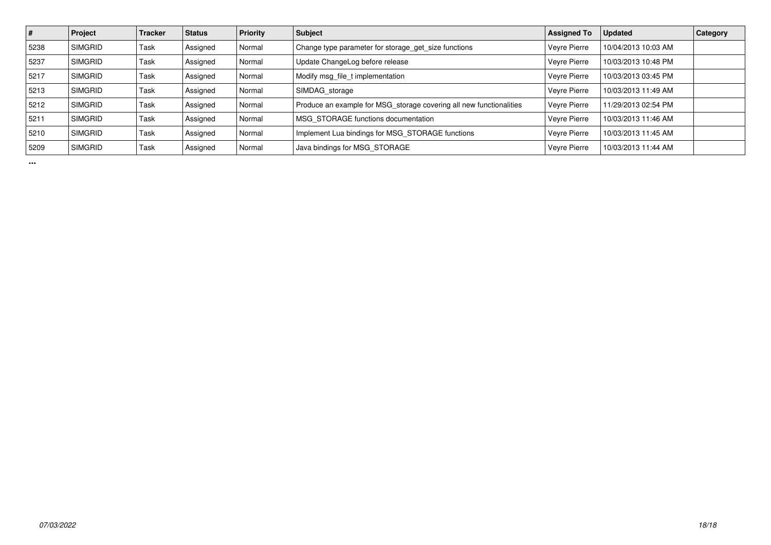| # | Project | Tracker | Status | Priority | Subject | Assigned To | Updated | Category |
|---|---|---|---|---|---|---|---|---|
| 5238 | SIMGRID | Task | Assigned | Normal | Change type parameter for storage_get_size functions | Veyre Pierre | 10/04/2013 10:03 AM | |
| 5237 | SIMGRID | Task | Assigned | Normal | Update ChangeLog before release | Veyre Pierre | 10/03/2013 10:48 PM | |
| 5217 | SIMGRID | Task | Assigned | Normal | Modify msg_file_t implementation | Veyre Pierre | 10/03/2013 03:45 PM | |
| 5213 | SIMGRID | Task | Assigned | Normal | SIMDAG_storage | Veyre Pierre | 10/03/2013 11:49 AM | |
| 5212 | SIMGRID | Task | Assigned | Normal | Produce an example for MSG_storage covering all new functionalities | Veyre Pierre | 11/29/2013 02:54 PM | |
| 5211 | SIMGRID | Task | Assigned | Normal | MSG_STORAGE functions documentation | Veyre Pierre | 10/03/2013 11:46 AM | |
| 5210 | SIMGRID | Task | Assigned | Normal | Implement Lua bindings for MSG_STORAGE functions | Veyre Pierre | 10/03/2013 11:45 AM | |
| 5209 | SIMGRID | Task | Assigned | Normal | Java bindings for MSG_STORAGE | Veyre Pierre | 10/03/2013 11:44 AM | |

...